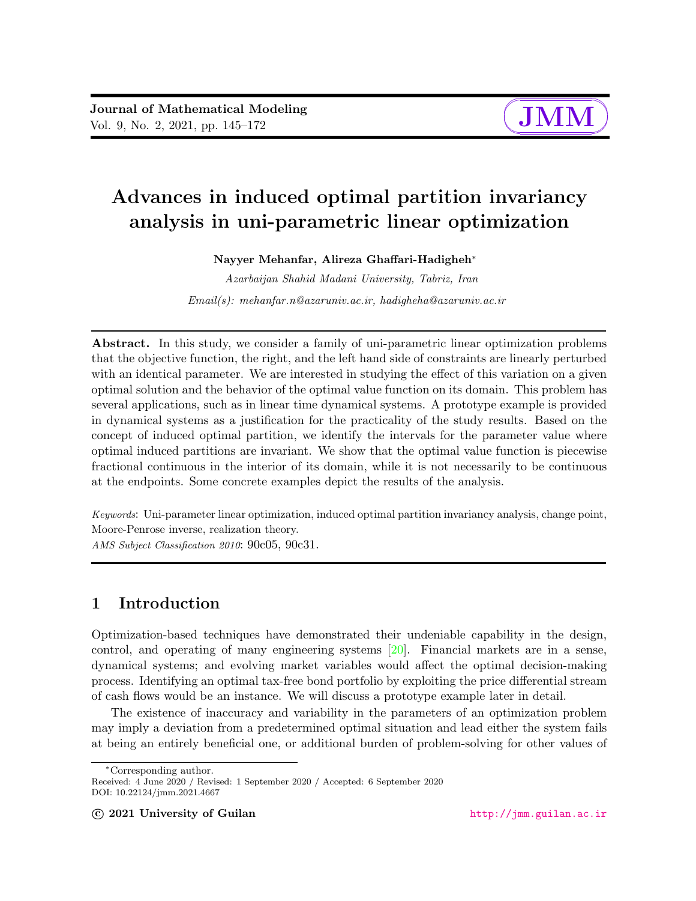# Advances in induced optimal partition invariancy analysis in uni-parametric linear optimization

**Nayyer Mehanfar, Alireza Ghaffari-Hadigheh***

*Azarbaijan Shahid Madani University, Tabriz, Iran*

*Email(s): mehanfar.n@azaruniv.ac.ir, hadigheha@azaruniv.ac.ir*

---

**Abstract.** In this study, we consider a family of uni-parametric linear optimization problems that the objective function, the right, and the left hand side of constraints are linearly perturbed with an identical parameter. We are interested in studying the effect of this variation on a given optimal solution and the behavior of the optimal value function on its domain. This problem has several applications, such as in linear time dynamical systems. A prototype example is provided in dynamical systems as a justification for the practicality of the study results. Based on the concept of induced optimal partition, we identify the intervals for the parameter value where optimal induced partitions are invariant. We show that the optimal value function is piecewise fractional continuous in the interior of its domain, while it is not necessarily to be continuous at the endpoints. Some concrete examples depict the results of the analysis.

*Keywords*: Uni-parameter linear optimization, induced optimal partition invariancy analysis, change point, Moore-Penrose inverse, realization theory.

*AMS Subject Classification 2010*: 90c05, 90c31.

---

## 1 Introduction

Optimization-based techniques have demonstrated their undeniable capability in the design, control, and operating of many engineering systems [20]. Financial markets are in a sense, dynamical systems; and evolving market variables would affect the optimal decision-making process. Identifying an optimal tax-free bond portfolio by exploiting the price differential stream of cash flows would be an instance. We will discuss a prototype example later in detail.

The existence of inaccuracy and variability in the parameters of an optimization problem may imply a deviation from a predetermined optimal situation and lead either the system fails at being an entirely beneficial one, or additional burden of problem-solving for other values of

---

*Corresponding author.

Received: 4 June 2020 / Revised: 1 September 2020 / Accepted: 6 September 2020

DOI: 10.22124/jmm.2021.4667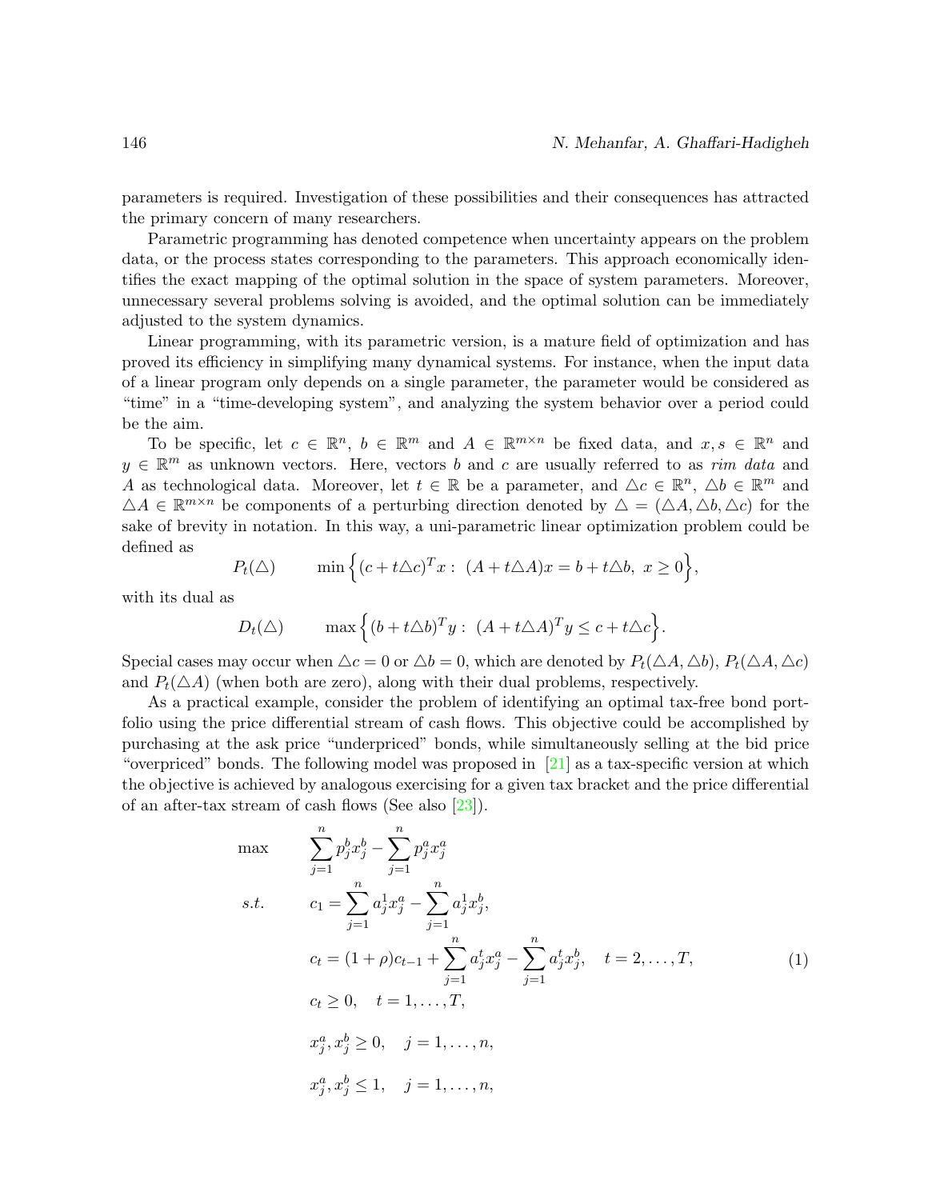parameters is required. Investigation of these possibilities and their consequences has attracted the primary concern of many researchers.

Parametric programming has denoted competence when uncertainty appears on the problem data, or the process states corresponding to the parameters. This approach economically identifies the exact mapping of the optimal solution in the space of system parameters. Moreover, unnecessary several problems solving is avoided, and the optimal solution can be immediately adjusted to the system dynamics.

Linear programming, with its parametric version, is a mature field of optimization and has proved its efficiency in simplifying many dynamical systems. For instance, when the input data of a linear program only depends on a single parameter, the parameter would be considered as "time" in a "time-developing system", and analyzing the system behavior over a period could be the aim.

To be specific, let $c \in \mathbb{R}^n$, $b \in \mathbb{R}^m$ and $A \in \mathbb{R}^{m\times n}$ be fixed data, and $x, s \in \mathbb{R}^n$ and $y \in \mathbb{R}^m$ as unknown vectors. Here, vectors $b$ and $c$ are usually referred to as *rim data* and $A$ as technological data. Moreover, let $t \in \mathbb{R}$ be a parameter, and $\triangle c \in \mathbb{R}^n$, $\triangle b \in \mathbb{R}^m$ and $\triangle A \in \mathbb{R}^{m\times n}$ be components of a perturbing direction denoted by $\triangle = (\triangle A, \triangle b, \triangle c)$ for the sake of brevity in notation. In this way, a uni-parametric linear optimization problem could be defined as

$$P_t(\triangle) \qquad \min\Big\{(c + t\triangle c)^T x : \ (A + t\triangle A)x = b + t\triangle b, \ x \geq 0\Big\},$$

with its dual as

$$D_t(\triangle) \qquad \max\Big\{(b + t\triangle b)^T y : \ (A + t\triangle A)^T y \leq c + t\triangle c\Big\}.$$

Special cases may occur when $\triangle c = 0$ or $\triangle b = 0$, which are denoted by $P_t(\triangle A, \triangle b)$, $P_t(\triangle A, \triangle c)$ and $P_t(\triangle A)$ (when both are zero), along with their dual problems, respectively.

As a practical example, consider the problem of identifying an optimal tax-free bond portfolio using the price differential stream of cash flows. This objective could be accomplished by purchasing at the ask price "underpriced" bonds, while simultaneously selling at the bid price "overpriced" bonds. The following model was proposed in [21] as a tax-specific version at which the objective is achieved by analogous exercising for a given tax bracket and the price differential of an after-tax stream of cash flows (See also [23]).

$$\begin{aligned}
\max \qquad & \sum_{j=1}^{n} p_j^b x_j^b - \sum_{j=1}^{n} p_j^a x_j^a \\
s.t. \qquad & c_1 = \sum_{j=1}^{n} a_j^1 x_j^a - \sum_{j=1}^{n} a_j^1 x_j^b, \\
& c_t = (1+\rho)c_{t-1} + \sum_{j=1}^{n} a_j^t x_j^a - \sum_{j=1}^{n} a_j^t x_j^b, \quad t = 2, \ldots, T, \\
& c_t \geq 0, \quad t = 1, \ldots, T, \\
& x_j^a, x_j^b \geq 0, \quad j = 1, \ldots, n, \\
& x_j^a, x_j^b \leq 1, \quad j = 1, \ldots, n,
\end{aligned} \tag{1}$$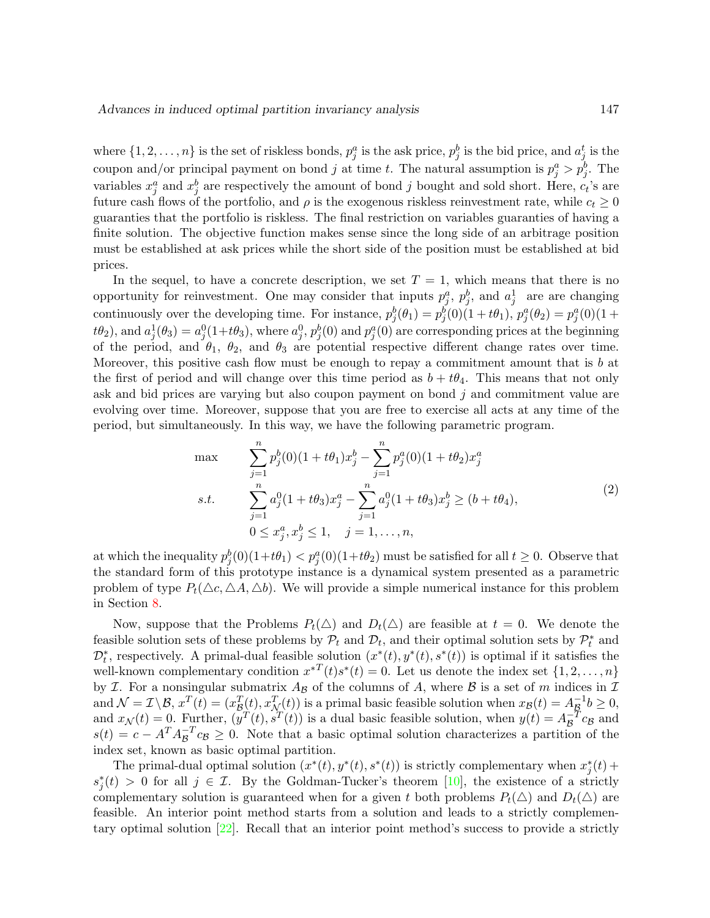where $\{1, 2, \ldots, n\}$ is the set of riskless bonds, $p_j^a$ is the ask price, $p_j^b$ is the bid price, and $a_j^t$ is the coupon and/or principal payment on bond $j$ at time $t$. The natural assumption is $p_j^a > p_j^b$. The variables $x_j^a$ and $x_j^b$ are respectively the amount of bond $j$ bought and sold short. Here, $c_t$'s are future cash flows of the portfolio, and $\rho$ is the exogenous riskless reinvestment rate, while $c_t \geq 0$ guaranties that the portfolio is riskless. The final restriction on variables guaranties of having a finite solution. The objective function makes sense since the long side of an arbitrage position must be established at ask prices while the short side of the position must be established at bid prices.

In the sequel, to have a concrete description, we set $T = 1$, which means that there is no opportunity for reinvestment. One may consider that inputs $p_j^a$, $p_j^b$, and $a_j^1$ are are changing continuously over the developing time. For instance, $p_j^b(\theta_1) = p_j^b(0)(1+t\theta_1)$, $p_j^a(\theta_2) = p_j^a(0)(1+t\theta_2)$, and $a_j^1(\theta_3) = a_j^0(1+t\theta_3)$, where $a_j^0$, $p_j^b(0)$ and $p_j^a(0)$ are corresponding prices at the beginning of the period, and $\theta_1$, $\theta_2$, and $\theta_3$ are potential respective different change rates over time. Moreover, this positive cash flow must be enough to repay a commitment amount that is $b$ at the first of period and will change over this time period as $b + t\theta_4$. This means that not only ask and bid prices are varying but also coupon payment on bond $j$ and commitment value are evolving over time. Moreover, suppose that you are free to exercise all acts at any time of the period, but simultaneously. In this way, we have the following parametric program.

$$
\begin{aligned}
\max \qquad & \sum_{j=1}^{n} p_j^b(0)(1+t\theta_1)x_j^b - \sum_{j=1}^{n} p_j^a(0)(1+t\theta_2)x_j^a \\
s.t. \qquad & \sum_{j=1}^{n} a_j^0(1+t\theta_3)x_j^a - \sum_{j=1}^{n} a_j^0(1+t\theta_3)x_j^b \geq (b+t\theta_4), \\
& 0 \leq x_j^a, x_j^b \leq 1, \quad j = 1, \ldots, n,
\end{aligned}
\tag{2}
$$

at which the inequality $p_j^b(0)(1+t\theta_1) < p_j^a(0)(1+t\theta_2)$ must be satisfied for all $t \geq 0$. Observe that the standard form of this prototype instance is a dynamical system presented as a parametric problem of type $P_t(\triangle c, \triangle A, \triangle b)$. We will provide a simple numerical instance for this problem in Section 8.

Now, suppose that the Problems $P_t(\triangle)$ and $D_t(\triangle)$ are feasible at $t = 0$. We denote the feasible solution sets of these problems by $\mathcal{P}_t$ and $\mathcal{D}_t$, and their optimal solution sets by $\mathcal{P}_t^*$ and $\mathcal{D}_t^*$, respectively. A primal-dual feasible solution $(x^*(t), y^*(t), s^*(t))$ is optimal if it satisfies the well-known complementary condition $x^{*T}(t)s^*(t) = 0$. Let us denote the index set $\{1, 2, \ldots, n\}$ by $\mathcal{I}$. For a nonsingular submatrix $A_\mathcal{B}$ of the columns of $A$, where $\mathcal{B}$ is a set of $m$ indices in $\mathcal{I}$ and $\mathcal{N} = \mathcal{I} \backslash \mathcal{B}$, $x^T(t) = (x_\mathcal{B}^T(t), x_\mathcal{N}^T(t))$ is a primal basic feasible solution when $x_\mathcal{B}(t) = A_\mathcal{B}^{-1}b \geq 0$, and $x_\mathcal{N}(t) = 0$. Further, $(y^T(t), s^T(t))$ is a dual basic feasible solution, when $y(t) = A_\mathcal{B}^{-T}c_\mathcal{B}$ and $s(t) = c - A^T A_\mathcal{B}^{-T}c_\mathcal{B} \geq 0$. Note that a basic optimal solution characterizes a partition of the index set, known as basic optimal partition.

The primal-dual optimal solution $(x^*(t), y^*(t), s^*(t))$ is strictly complementary when $x_j^*(t) + s_j^*(t) > 0$ for all $j \in \mathcal{I}$. By the Goldman-Tucker's theorem [10], the existence of a strictly complementary solution is guaranteed when for a given $t$ both problems $P_t(\triangle)$ and $D_t(\triangle)$ are feasible. An interior point method starts from a solution and leads to a strictly complementary optimal solution [22]. Recall that an interior point method's success to provide a strictly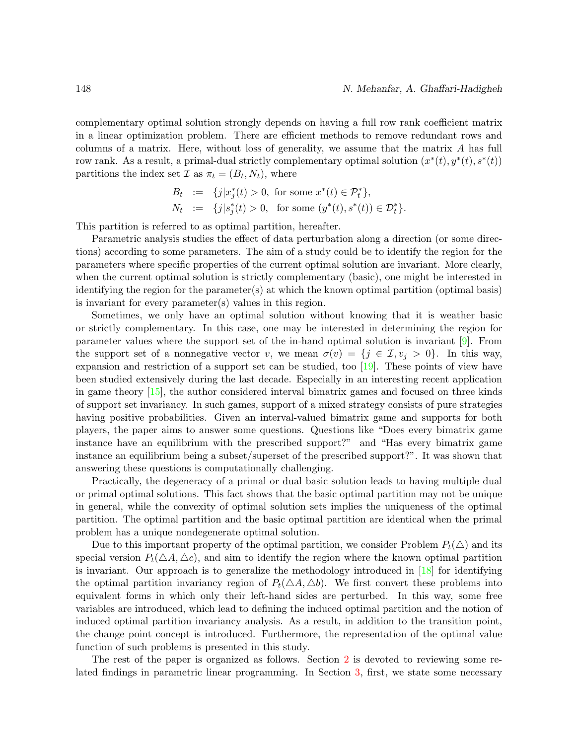complementary optimal solution strongly depends on having a full row rank coefficient matrix in a linear optimization problem. There are efficient methods to remove redundant rows and columns of a matrix. Here, without loss of generality, we assume that the matrix $A$ has full row rank. As a result, a primal-dual strictly complementary optimal solution $(x^*(t), y^*(t), s^*(t))$ partitions the index set $\mathcal{I}$ as $\pi_t = (B_t, N_t)$, where

$$
\begin{aligned}
B_t &:= \{j | x_j^*(t) > 0, \text{ for some } x^*(t) \in \mathcal{P}_t^*\}, \\
N_t &:= \{j | s_j^*(t) > 0, \text{ for some } (y^*(t), s^*(t)) \in \mathcal{D}_t^*\}.
\end{aligned}
$$

This partition is referred to as optimal partition, hereafter.

Parametric analysis studies the effect of data perturbation along a direction (or some directions) according to some parameters. The aim of a study could be to identify the region for the parameters where specific properties of the current optimal solution are invariant. More clearly, when the current optimal solution is strictly complementary (basic), one might be interested in identifying the region for the parameter(s) at which the known optimal partition (optimal basis) is invariant for every parameter(s) values in this region.

Sometimes, we only have an optimal solution without knowing that it is weather basic or strictly complementary. In this case, one may be interested in determining the region for parameter values where the support set of the in-hand optimal solution is invariant [9]. From the support set of a nonnegative vector $v$, we mean $\sigma(v) = \{j \in \mathcal{I}, v_j > 0\}$. In this way, expansion and restriction of a support set can be studied, too [19]. These points of view have been studied extensively during the last decade. Especially in an interesting recent application in game theory [15], the author considered interval bimatrix games and focused on three kinds of support set invariancy. In such games, support of a mixed strategy consists of pure strategies having positive probabilities. Given an interval-valued bimatrix game and supports for both players, the paper aims to answer some questions. Questions like "Does every bimatrix game instance have an equilibrium with the prescribed support?" and "Has every bimatrix game instance an equilibrium being a subset/superset of the prescribed support?". It was shown that answering these questions is computationally challenging.

Practically, the degeneracy of a primal or dual basic solution leads to having multiple dual or primal optimal solutions. This fact shows that the basic optimal partition may not be unique in general, while the convexity of optimal solution sets implies the uniqueness of the optimal partition. The optimal partition and the basic optimal partition are identical when the primal problem has a unique nondegenerate optimal solution.

Due to this important property of the optimal partition, we consider Problem $P_t(\triangle)$ and its special version $P_t(\triangle A, \triangle c)$, and aim to identify the region where the known optimal partition is invariant. Our approach is to generalize the methodology introduced in [18] for identifying the optimal partition invariancy region of $P_t(\triangle A, \triangle b)$. We first convert these problems into equivalent forms in which only their left-hand sides are perturbed. In this way, some free variables are introduced, which lead to defining the induced optimal partition and the notion of induced optimal partition invariancy analysis. As a result, in addition to the transition point, the change point concept is introduced. Furthermore, the representation of the optimal value function of such problems is presented in this study.

The rest of the paper is organized as follows. Section 2 is devoted to reviewing some related findings in parametric linear programming. In Section 3, first, we state some necessary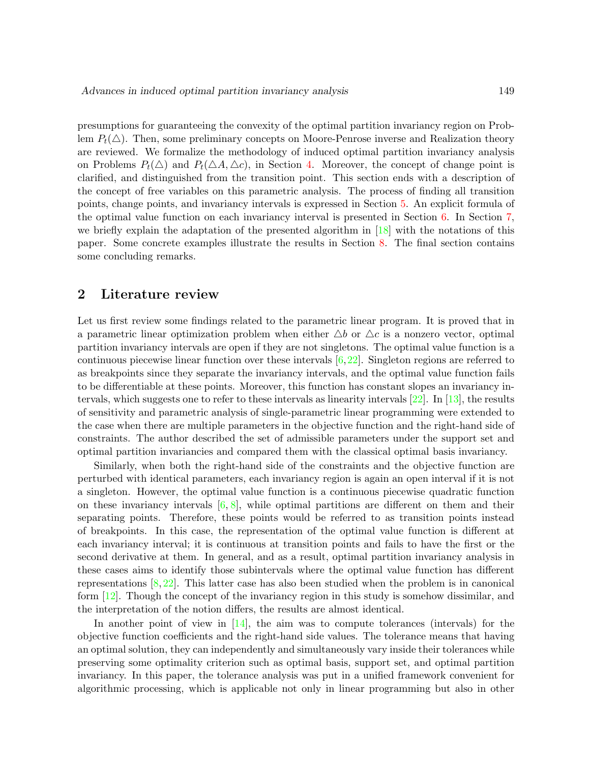presumptions for guaranteeing the convexity of the optimal partition invariancy region on Problem $P_t(\triangle)$. Then, some preliminary concepts on Moore-Penrose inverse and Realization theory are reviewed. We formalize the methodology of induced optimal partition invariancy analysis on Problems $P_t(\triangle)$ and $P_t(\triangle A, \triangle c)$, in Section 4. Moreover, the concept of change point is clarified, and distinguished from the transition point. This section ends with a description of the concept of free variables on this parametric analysis. The process of finding all transition points, change points, and invariancy intervals is expressed in Section 5. An explicit formula of the optimal value function on each invariancy interval is presented in Section 6. In Section 7, we briefly explain the adaptation of the presented algorithm in [18] with the notations of this paper. Some concrete examples illustrate the results in Section 8. The final section contains some concluding remarks.

## 2 Literature review

Let us first review some findings related to the parametric linear program. It is proved that in a parametric linear optimization problem when either $\triangle b$ or $\triangle c$ is a nonzero vector, optimal partition invariancy intervals are open if they are not singletons. The optimal value function is a continuous piecewise linear function over these intervals [6, 22]. Singleton regions are referred to as breakpoints since they separate the invariancy intervals, and the optimal value function fails to be differentiable at these points. Moreover, this function has constant slopes an invariancy intervals, which suggests one to refer to these intervals as linearity intervals [22]. In [13], the results of sensitivity and parametric analysis of single-parametric linear programming were extended to the case when there are multiple parameters in the objective function and the right-hand side of constraints. The author described the set of admissible parameters under the support set and optimal partition invariancies and compared them with the classical optimal basis invariancy.

Similarly, when both the right-hand side of the constraints and the objective function are perturbed with identical parameters, each invariancy region is again an open interval if it is not a singleton. However, the optimal value function is a continuous piecewise quadratic function on these invariancy intervals [6, 8], while optimal partitions are different on them and their separating points. Therefore, these points would be referred to as transition points instead of breakpoints. In this case, the representation of the optimal value function is different at each invariancy interval; it is continuous at transition points and fails to have the first or the second derivative at them. In general, and as a result, optimal partition invariancy analysis in these cases aims to identify those subintervals where the optimal value function has different representations [8, 22]. This latter case has also been studied when the problem is in canonical form [12]. Though the concept of the invariancy region in this study is somehow dissimilar, and the interpretation of the notion differs, the results are almost identical.

In another point of view in [14], the aim was to compute tolerances (intervals) for the objective function coefficients and the right-hand side values. The tolerance means that having an optimal solution, they can independently and simultaneously vary inside their tolerances while preserving some optimality criterion such as optimal basis, support set, and optimal partition invariancy. In this paper, the tolerance analysis was put in a unified framework convenient for algorithmic processing, which is applicable not only in linear programming but also in other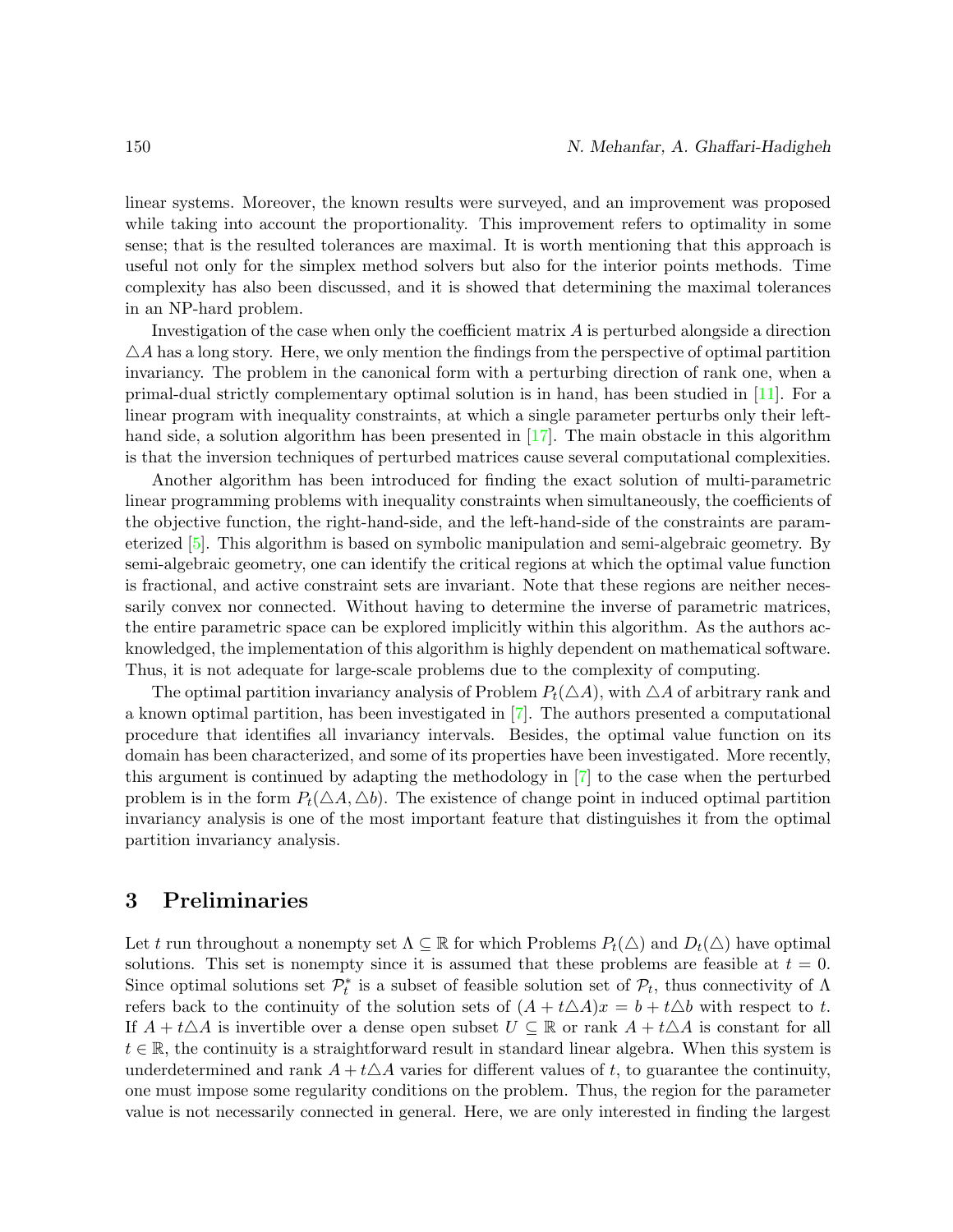linear systems. Moreover, the known results were surveyed, and an improvement was proposed while taking into account the proportionality. This improvement refers to optimality in some sense; that is the resulted tolerances are maximal. It is worth mentioning that this approach is useful not only for the simplex method solvers but also for the interior points methods. Time complexity has also been discussed, and it is showed that determining the maximal tolerances in an NP-hard problem.

Investigation of the case when only the coefficient matrix $A$ is perturbed alongside a direction $\triangle A$ has a long story. Here, we only mention the findings from the perspective of optimal partition invariancy. The problem in the canonical form with a perturbing direction of rank one, when a primal-dual strictly complementary optimal solution is in hand, has been studied in [11]. For a linear program with inequality constraints, at which a single parameter perturbs only their left-hand side, a solution algorithm has been presented in [17]. The main obstacle in this algorithm is that the inversion techniques of perturbed matrices cause several computational complexities.

Another algorithm has been introduced for finding the exact solution of multi-parametric linear programming problems with inequality constraints when simultaneously, the coefficients of the objective function, the right-hand-side, and the left-hand-side of the constraints are parameterized [5]. This algorithm is based on symbolic manipulation and semi-algebraic geometry. By semi-algebraic geometry, one can identify the critical regions at which the optimal value function is fractional, and active constraint sets are invariant. Note that these regions are neither necessarily convex nor connected. Without having to determine the inverse of parametric matrices, the entire parametric space can be explored implicitly within this algorithm. As the authors acknowledged, the implementation of this algorithm is highly dependent on mathematical software. Thus, it is not adequate for large-scale problems due to the complexity of computing.

The optimal partition invariancy analysis of Problem $P_t(\triangle A)$, with $\triangle A$ of arbitrary rank and a known optimal partition, has been investigated in [7]. The authors presented a computational procedure that identifies all invariancy intervals. Besides, the optimal value function on its domain has been characterized, and some of its properties have been investigated. More recently, this argument is continued by adapting the methodology in [7] to the case when the perturbed problem is in the form $P_t(\triangle A, \triangle b)$. The existence of change point in induced optimal partition invariancy analysis is one of the most important feature that distinguishes it from the optimal partition invariancy analysis.

## 3 Preliminaries

Let $t$ run throughout a nonempty set $\Lambda \subseteq \mathbb{R}$ for which Problems $P_t(\triangle)$ and $D_t(\triangle)$ have optimal solutions. This set is nonempty since it is assumed that these problems are feasible at $t = 0$. Since optimal solutions set $\mathcal{P}_t^*$ is a subset of feasible solution set of $\mathcal{P}_t$, thus connectivity of $\Lambda$ refers back to the continuity of the solution sets of $(A + t\triangle A)x = b + t\triangle b$ with respect to $t$. If $A + t\triangle A$ is invertible over a dense open subset $U \subseteq \mathbb{R}$ or rank $A + t\triangle A$ is constant for all $t \in \mathbb{R}$, the continuity is a straightforward result in standard linear algebra. When this system is underdetermined and rank $A + t\triangle A$ varies for different values of $t$, to guarantee the continuity, one must impose some regularity conditions on the problem. Thus, the region for the parameter value is not necessarily connected in general. Here, we are only interested in finding the largest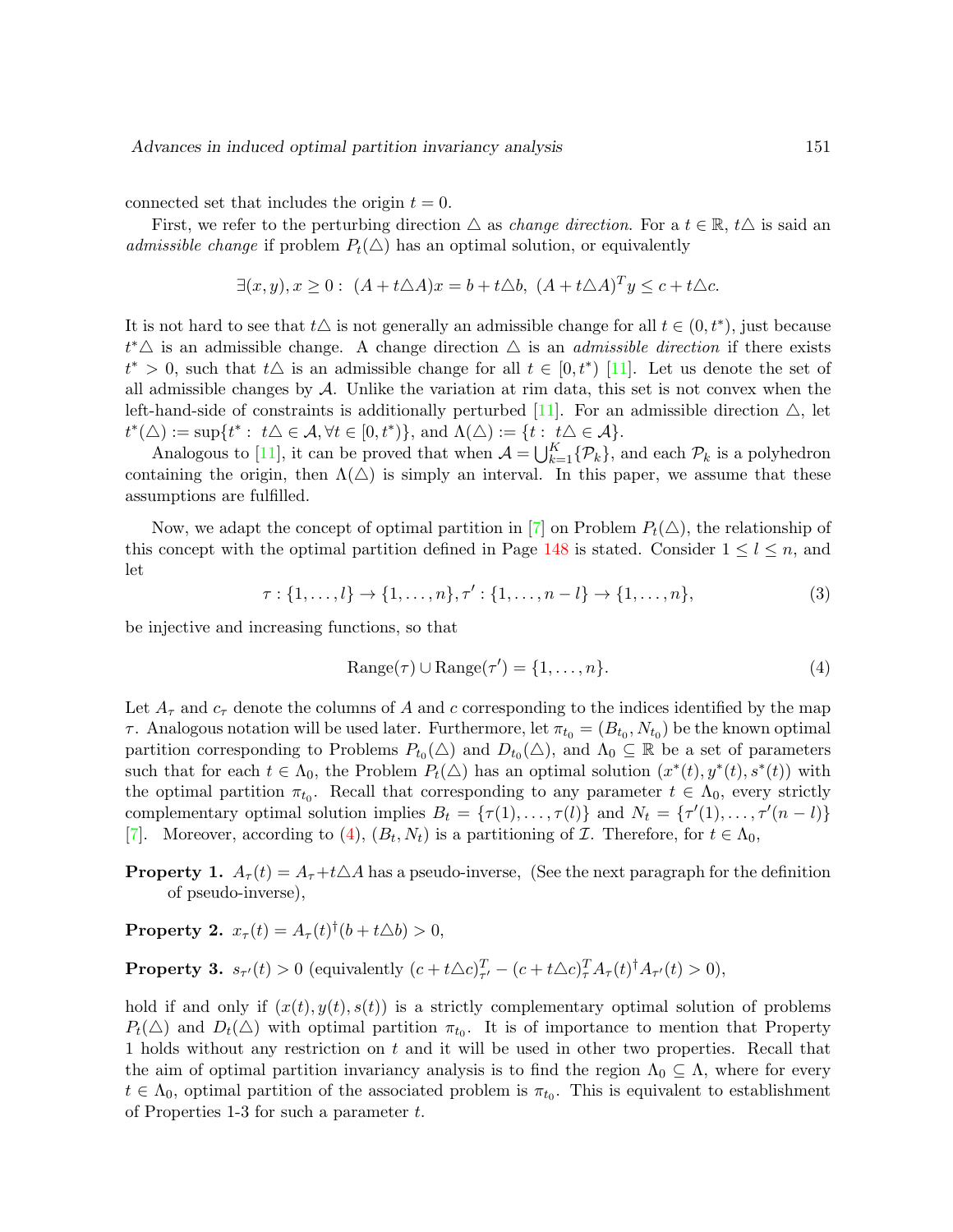connected set that includes the origin $t = 0$.

First, we refer to the perturbing direction $\triangle$ as *change direction*. For a $t \in \mathbb{R}$, $t\triangle$ is said an *admissible change* if problem $P_t(\triangle)$ has an optimal solution, or equivalently

$$\exists(x, y), x \geq 0: \ (A + t\triangle A)x = b + t\triangle b, \ (A + t\triangle A)^T y \leq c + t\triangle c.$$

It is not hard to see that $t\triangle$ is not generally an admissible change for all $t \in (0, t^*)$, just because $t^*\triangle$ is an admissible change. A change direction $\triangle$ is an *admissible direction* if there exists $t^* > 0$, such that $t\triangle$ is an admissible change for all $t \in [0, t^*)$ [11]. Let us denote the set of all admissible changes by $\mathcal{A}$. Unlike the variation at rim data, this set is not convex when the left-hand-side of constraints is additionally perturbed [11]. For an admissible direction $\triangle$, let $t^*(\triangle) := \sup\{t^* : \ t\triangle \in \mathcal{A}, \forall t \in [0, t^*)\}$, and $\Lambda(\triangle) := \{t : \ t\triangle \in \mathcal{A}\}$.

Analogous to [11], it can be proved that when $\mathcal{A} = \bigcup_{k=1}^{K}\{\mathcal{P}_k\}$, and each $\mathcal{P}_k$ is a polyhedron containing the origin, then $\Lambda(\triangle)$ is simply an interval. In this paper, we assume that these assumptions are fulfilled.

Now, we adapt the concept of optimal partition in [7] on Problem $P_t(\triangle)$, the relationship of this concept with the optimal partition defined in Page 148 is stated. Consider $1 \leq l \leq n$, and let

$$\tau : \{1, \ldots, l\} \to \{1, \ldots, n\}, \tau' : \{1, \ldots, n - l\} \to \{1, \ldots, n\}, \tag{3}$$

be injective and increasing functions, so that

$$\text{Range}(\tau) \cup \text{Range}(\tau') = \{1, \ldots, n\}. \tag{4}$$

Let $A_\tau$ and $c_\tau$ denote the columns of $A$ and $c$ corresponding to the indices identified by the map $\tau$. Analogous notation will be used later. Furthermore, let $\pi_{t_0} = (B_{t_0}, N_{t_0})$ be the known optimal partition corresponding to Problems $P_{t_0}(\triangle)$ and $D_{t_0}(\triangle)$, and $\Lambda_0 \subseteq \mathbb{R}$ be a set of parameters such that for each $t \in \Lambda_0$, the Problem $P_t(\triangle)$ has an optimal solution $(x^*(t), y^*(t), s^*(t))$ with the optimal partition $\pi_{t_0}$. Recall that corresponding to any parameter $t \in \Lambda_0$, every strictly complementary optimal solution implies $B_t = \{\tau(1), \ldots, \tau(l)\}$ and $N_t = \{\tau'(1), \ldots, \tau'(n - l)\}$ [7]. Moreover, according to (4), $(B_t, N_t)$ is a partitioning of $\mathcal{I}$. Therefore, for $t \in \Lambda_0$,

**Property 1.** $A_\tau(t) = A_\tau + t\triangle A$ has a pseudo-inverse, (See the next paragraph for the definition of pseudo-inverse),

**Property 2.** $x_\tau(t) = A_\tau(t)^\dagger(b + t\triangle b) > 0$,

**Property 3.** $s_{\tau'}(t) > 0$ (equivalently $(c + t\triangle c)^T_{\tau'} - (c + t\triangle c)^T_\tau A_\tau(t)^\dagger A_{\tau'}(t) > 0$),

hold if and only if $(x(t), y(t), s(t))$ is a strictly complementary optimal solution of problems $P_t(\triangle)$ and $D_t(\triangle)$ with optimal partition $\pi_{t_0}$. It is of importance to mention that Property 1 holds without any restriction on $t$ and it will be used in other two properties. Recall that the aim of optimal partition invariancy analysis is to find the region $\Lambda_0 \subseteq \Lambda$, where for every $t \in \Lambda_0$, optimal partition of the associated problem is $\pi_{t_0}$. This is equivalent to establishment of Properties 1-3 for such a parameter $t$.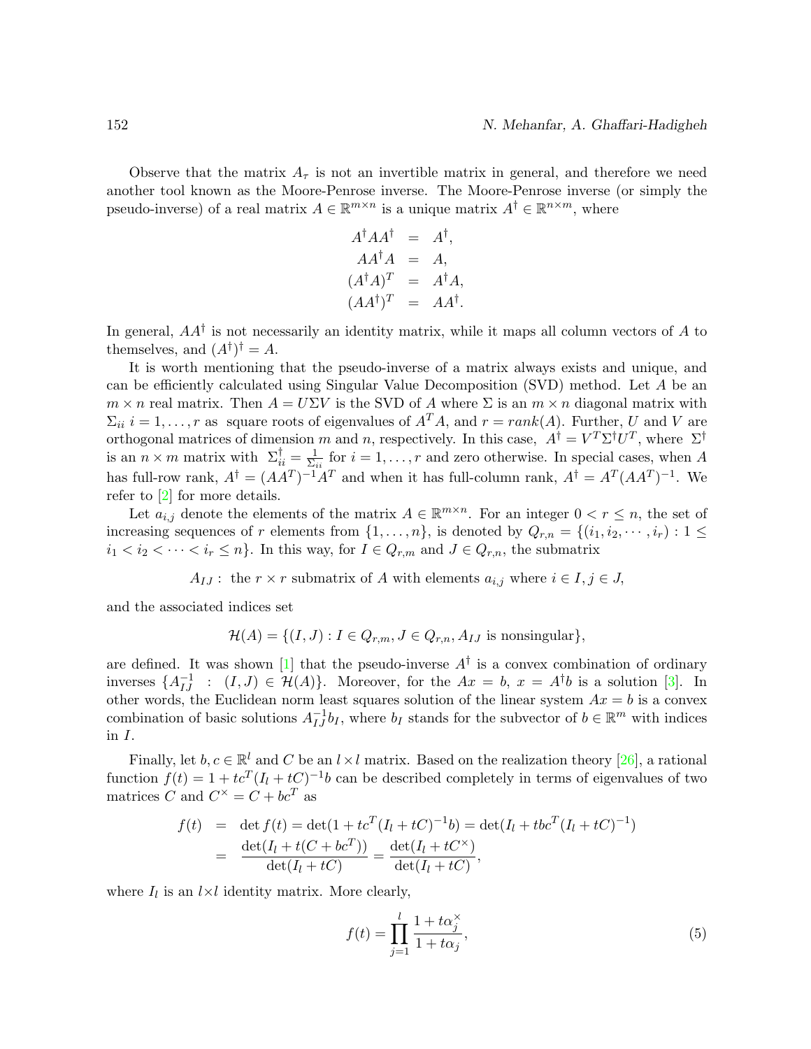Observe that the matrix $A_\tau$ is not an invertible matrix in general, and therefore we need another tool known as the Moore-Penrose inverse. The Moore-Penrose inverse (or simply the pseudo-inverse) of a real matrix $A \in \mathbb{R}^{m\times n}$ is a unique matrix $A^\dagger \in \mathbb{R}^{n\times m}$, where

$$
\begin{aligned}
A^\dagger A A^\dagger &= A^\dagger, \\
A A^\dagger A &= A, \\
(A^\dagger A)^T &= A^\dagger A, \\
(A A^\dagger)^T &= A A^\dagger.
\end{aligned}
$$

In general, $AA^\dagger$ is not necessarily an identity matrix, while it maps all column vectors of $A$ to themselves, and $(A^\dagger)^\dagger = A$.

It is worth mentioning that the pseudo-inverse of a matrix always exists and unique, and can be efficiently calculated using Singular Value Decomposition (SVD) method. Let $A$ be an $m \times n$ real matrix. Then $A = U\Sigma V$ is the SVD of $A$ where $\Sigma$ is an $m \times n$ diagonal matrix with $\Sigma_{ii}$ $i = 1, \ldots, r$ as square roots of eigenvalues of $A^T A$, and $r = rank(A)$. Further, $U$ and $V$ are orthogonal matrices of dimension $m$ and $n$, respectively. In this case, $A^\dagger = V^T \Sigma^\dagger U^T$, where $\Sigma^\dagger$ is an $n \times m$ matrix with $\Sigma^\dagger_{ii} = \frac{1}{\Sigma_{ii}}$ for $i = 1, \ldots, r$ and zero otherwise. In special cases, when $A$ has full-row rank, $A^\dagger = (AA^T)^{-1}A^T$ and when it has full-column rank, $A^\dagger = A^T(AA^T)^{-1}$. We refer to [2] for more details.

Let $a_{i,j}$ denote the elements of the matrix $A \in \mathbb{R}^{m\times n}$. For an integer $0 < r \leq n$, the set of increasing sequences of $r$ elements from $\{1, \ldots, n\}$, is denoted by $Q_{r,n} = \{(i_1, i_2, \cdots, i_r) : 1 \leq i_1 < i_2 < \cdots < i_r \leq n\}$. In this way, for $I \in Q_{r,m}$ and $J \in Q_{r,n}$, the submatrix

$$A_{IJ}: \text{ the } r \times r \text{ submatrix of } A \text{ with elements } a_{i,j} \text{ where } i \in I, j \in J,$$

and the associated indices set

$$\mathcal{H}(A) = \{(I, J) : I \in Q_{r,m}, J \in Q_{r,n}, A_{IJ} \text{ is nonsingular}\},$$

are defined. It was shown [1] that the pseudo-inverse $A^\dagger$ is a convex combination of ordinary inverses $\{A_{IJ}^{-1} \ : \ (I, J) \in \mathcal{H}(A)\}$. Moreover, for the $Ax = b$, $x = A^\dagger b$ is a solution [3]. In other words, the Euclidean norm least squares solution of the linear system $Ax = b$ is a convex combination of basic solutions $A_{IJ}^{-1} b_I$, where $b_I$ stands for the subvector of $b \in \mathbb{R}^m$ with indices in $I$.

Finally, let $b, c \in \mathbb{R}^l$ and $C$ be an $l \times l$ matrix. Based on the realization theory [26], a rational function $f(t) = 1 + tc^T(I_l + tC)^{-1}b$ can be described completely in terms of eigenvalues of two matrices $C$ and $C^\times = C + bc^T$ as

$$
\begin{aligned}
f(t) &= \det f(t) = \det(1 + tc^T(I_l + tC)^{-1}b) = \det(I_l + tbc^T(I_l + tC)^{-1}) \\
&= \frac{\det(I_l + t(C + bc^T))}{\det(I_l + tC)} = \frac{\det(I_l + tC^\times)}{\det(I_l + tC)},
\end{aligned}
$$

where $I_l$ is an $l \times l$ identity matrix. More clearly,

$$f(t) = \prod_{j=1}^{l} \frac{1 + t\alpha_j^\times}{1 + t\alpha_j}, \tag{5}$$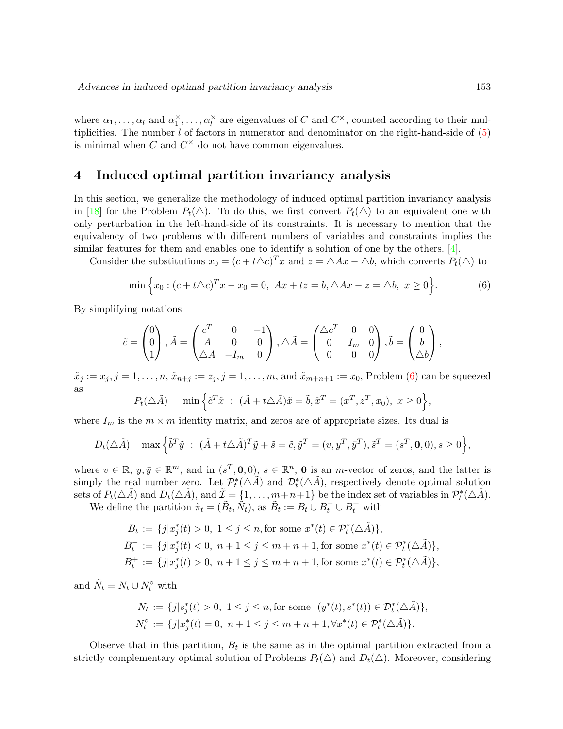where $\alpha_1, \ldots, \alpha_l$ and $\alpha_1^\times, \ldots, \alpha_l^\times$ are eigenvalues of $C$ and $C^\times$, counted according to their multiplicities. The number $l$ of factors in numerator and denominator on the right-hand-side of (5) is minimal when $C$ and $C^\times$ do not have common eigenvalues.

## 4 Induced optimal partition invariancy analysis

In this section, we generalize the methodology of induced optimal partition invariancy analysis in [18] for the Problem $P_t(\triangle)$. To do this, we first convert $P_t(\triangle)$ to an equivalent one with only perturbation in the left-hand-side of its constraints. It is necessary to mention that the equivalency of two problems with different numbers of variables and constraints implies the similar features for them and enables one to identify a solution of one by the others. [4].

Consider the substitutions $x_0 = (c + t\triangle c)^T x$ and $z = \triangle Ax - \triangle b$, which converts $P_t(\triangle)$ to

$$\min \Big\{ x_0 : (c + t\triangle c)^T x - x_0 = 0,\ Ax + tz = b, \triangle Ax - z = \triangle b,\ x \geq 0 \Big\}. \tag{6}$$

By simplifying notations

$$\tilde{c} = \begin{pmatrix} 0 \\ 0 \\ 1 \end{pmatrix}, \tilde{A} = \begin{pmatrix} c^T & 0 & -1 \\ A & 0 & 0 \\ \triangle A & -I_m & 0 \end{pmatrix}, \triangle \tilde{A} = \begin{pmatrix} \triangle c^T & 0 & 0 \\ 0 & I_m & 0 \\ 0 & 0 & 0 \end{pmatrix}, \tilde{b} = \begin{pmatrix} 0 \\ b \\ \triangle b \end{pmatrix},$$

$\tilde{x}_j := x_j, j = 1, \ldots, n$, $\tilde{x}_{n+j} := z_j, j = 1, \ldots, m$, and $\tilde{x}_{m+n+1} := x_0$, Problem (6) can be squeezed as

$$P_t(\triangle \tilde{A}) \qquad \min \Big\{ \tilde{c}^T \tilde{x}\ :\ (\tilde{A} + t\triangle \tilde{A})\tilde{x} = \tilde{b}, \tilde{x}^T = (x^T, z^T, x_0),\ x \geq 0 \Big\},$$

where $I_m$ is the $m \times m$ identity matrix, and zeros are of appropriate sizes. Its dual is

$$D_t(\triangle \tilde{A}) \quad \max \Big\{ \tilde{b}^T \tilde{y}\ :\ (\tilde{A} + t\triangle \tilde{A})^T \tilde{y} + \tilde{s} = \tilde{c}, \tilde{y}^T = (v, y^T, \bar{y}^T), \tilde{s}^T = (s^T, \mathbf{0}, 0), s \geq 0 \Big\},$$

where $v \in \mathbb{R}$, $y, \bar{y} \in \mathbb{R}^m$, and in $(s^T, \mathbf{0}, 0)$, $s \in \mathbb{R}^n$, $\mathbf{0}$ is an $m$-vector of zeros, and the latter is simply the real number zero. Let $\mathcal{P}_t^*(\triangle \tilde{A})$ and $\mathcal{D}_t^*(\triangle \tilde{A})$, respectively denote optimal solution sets of $P_t(\triangle \tilde{A})$ and $D_t(\triangle \tilde{A})$, and $\tilde{\mathcal{I}} = \{1, \ldots, m+n+1\}$ be the index set of variables in $\mathcal{P}_t^*(\triangle \tilde{A})$.

We define the partition $\tilde{\pi}_t = (\tilde{B}_t, \tilde{N}_t)$, as $\tilde{B}_t := B_t \cup B_t^- \cup B_t^+$ with

$$\begin{aligned}
B_t &:= \{ j | x_j^*(t) > 0,\ 1 \leq j \leq n, \text{for some } x^*(t) \in \mathcal{P}_t^*(\triangle \tilde{A}) \}, \\
B_t^- &:= \{ j | x_j^*(t) < 0,\ n+1 \leq j \leq m+n+1, \text{for some } x^*(t) \in \mathcal{P}_t^*(\triangle \tilde{A}) \}, \\
B_t^+ &:= \{ j | x_j^*(t) > 0,\ n+1 \leq j \leq m+n+1, \text{for some } x^*(t) \in \mathcal{P}_t^*(\triangle \tilde{A}) \},
\end{aligned}$$

and $\tilde{N}_t = N_t \cup N_t^\circ$ with

$$\begin{aligned}
N_t &:= \{ j | s_j^*(t) > 0,\ 1 \leq j \leq n, \text{for some } \ (y^*(t), s^*(t)) \in \mathcal{D}_t^*(\triangle \tilde{A}) \}, \\
N_t^\circ &:= \{ j | x_j^*(t) = 0,\ n+1 \leq j \leq m+n+1, \forall x^*(t) \in \mathcal{P}_t^*(\triangle \tilde{A}) \}.
\end{aligned}$$

Observe that in this partition, $B_t$ is the same as in the optimal partition extracted from a strictly complementary optimal solution of Problems $P_t(\triangle)$ and $D_t(\triangle)$. Moreover, considering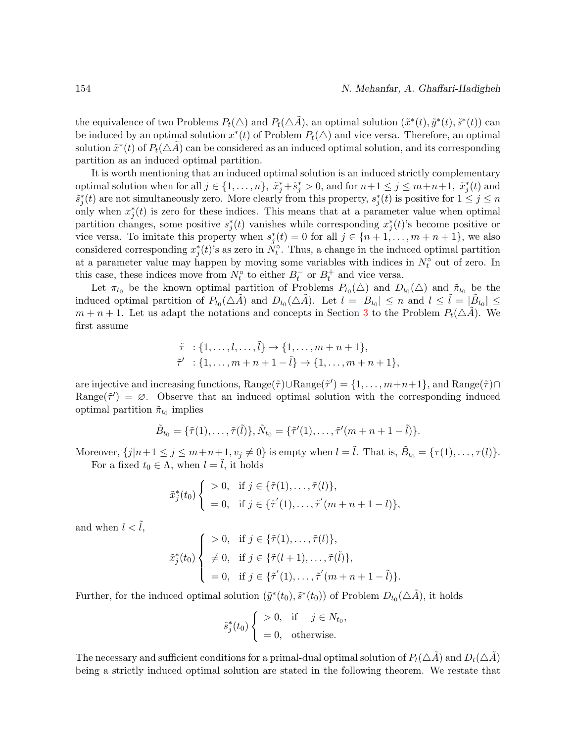the equivalence of two Problems $P_t(\triangle)$ and $P_t(\triangle\tilde{A})$, an optimal solution $(\tilde{x}^*(t), \tilde{y}^*(t), \tilde{s}^*(t))$ can be induced by an optimal solution $x^*(t)$ of Problem $P_t(\triangle)$ and vice versa. Therefore, an optimal solution $\tilde{x}^*(t)$ of $P_t(\triangle\tilde{A})$ can be considered as an induced optimal solution, and its corresponding partition as an induced optimal partition.

It is worth mentioning that an induced optimal solution is an induced strictly complementary optimal solution when for all $j \in \{1, \ldots, n\}$, $\tilde{x}_j^* + \tilde{s}_j^* > 0$, and for $n+1 \leq j \leq m+n+1$, $\tilde{x}_j^*(t)$ and $\tilde{s}_j^*(t)$ are not simultaneously zero. More clearly from this property, $s_j^*(t)$ is positive for $1 \leq j \leq n$ only when $x_j^*(t)$ is zero for these indices. This means that at a parameter value when optimal partition changes, some positive $s_j^*(t)$ vanishes while corresponding $x_j^*(t)$'s become positive or vice versa. To imitate this property when $s_j^*(t) = 0$ for all $j \in \{n+1, \ldots, m+n+1\}$, we also considered corresponding $x_j^*(t)$'s as zero in $N_t^\circ$. Thus, a change in the induced optimal partition at a parameter value may happen by moving some variables with indices in $N_t^\circ$ out of zero. In this case, these indices move from $N_t^\circ$ to either $B_t^-$ or $B_t^+$ and vice versa.

Let $\pi_{t_0}$ be the known optimal partition of Problems $P_{t_0}(\triangle)$ and $D_{t_0}(\triangle)$ and $\tilde{\pi}_{t_0}$ be the induced optimal partition of $P_{t_0}(\triangle\tilde{A})$ and $D_{t_0}(\triangle\tilde{A})$. Let $l = |B_{t_0}| \leq n$ and $l \leq \tilde{l} = |\tilde{B}_{t_0}| \leq m+n+1$. Let us adapt the notations and concepts in Section 3 to the Problem $P_t(\triangle\tilde{A})$. We first assume

$$
\begin{aligned}
\tilde{\tau} &: \{1, \ldots, l, \ldots, \tilde{l}\} \to \{1, \ldots, m+n+1\}, \\
\tilde{\tau}' &: \{1, \ldots, m+n+1-\tilde{l}\} \to \{1, \ldots, m+n+1\},
\end{aligned}
$$

are injective and increasing functions, $\text{Range}(\tilde{\tau}) \cup \text{Range}(\tilde{\tau}') = \{1, \ldots, m+n+1\}$, and $\text{Range}(\tilde{\tau}) \cap \text{Range}(\tilde{\tau}') = \varnothing$. Observe that an induced optimal solution with the corresponding induced optimal partition $\tilde{\pi}_{t_0}$ implies

$$
\tilde{B}_{t_0} = \{\tilde{\tau}(1), \ldots, \tilde{\tau}(\tilde{l})\}, \tilde{N}_{t_0} = \{\tilde{\tau}'(1), \ldots, \tilde{\tau}'(m+n+1-\tilde{l})\}.
$$

Moreover, $\{j | n+1 \leq j \leq m+n+1, v_j \neq 0\}$ is empty when $l = \tilde{l}$. That is, $\tilde{B}_{t_0} = \{\tau(1), \ldots, \tau(l)\}$.

For a fixed $t_0 \in \Lambda$, when $l = \tilde{l}$, it holds

$$
\tilde{x}_j^*(t_0) \begin{cases} > 0, & \text{if } j \in \{\tilde{\tau}(1), \ldots, \tilde{\tau}(l)\}, \\ = 0, & \text{if } j \in \{\tilde{\tau}'(1), \ldots, \tilde{\tau}'(m+n+1-l)\}, \end{cases}
$$

and when $l < \tilde{l}$,

$$
\tilde{x}_j^*(t_0) \begin{cases} > 0, & \text{if } j \in \{\tilde{\tau}(1), \ldots, \tilde{\tau}(l)\}, \\ \neq 0, & \text{if } j \in \{\tilde{\tau}(l+1), \ldots, \tilde{\tau}(\tilde{l})\}, \\ = 0, & \text{if } j \in \{\tilde{\tau}'(1), \ldots, \tilde{\tau}'(m+n+1-\tilde{l})\}. \end{cases}
$$

Further, for the induced optimal solution $(\tilde{y}^*(t_0), \tilde{s}^*(t_0))$ of Problem $D_{t_0}(\triangle\tilde{A})$, it holds

$$
\tilde{s}_j^*(t_0) \begin{cases} > 0, & \text{if } \quad j \in N_{t_0}, \\ = 0, & \text{otherwise.} \end{cases}
$$

The necessary and sufficient conditions for a primal-dual optimal solution of $P_t(\triangle\tilde{A})$ and $D_t(\triangle\tilde{A})$ being a strictly induced optimal solution are stated in the following theorem. We restate that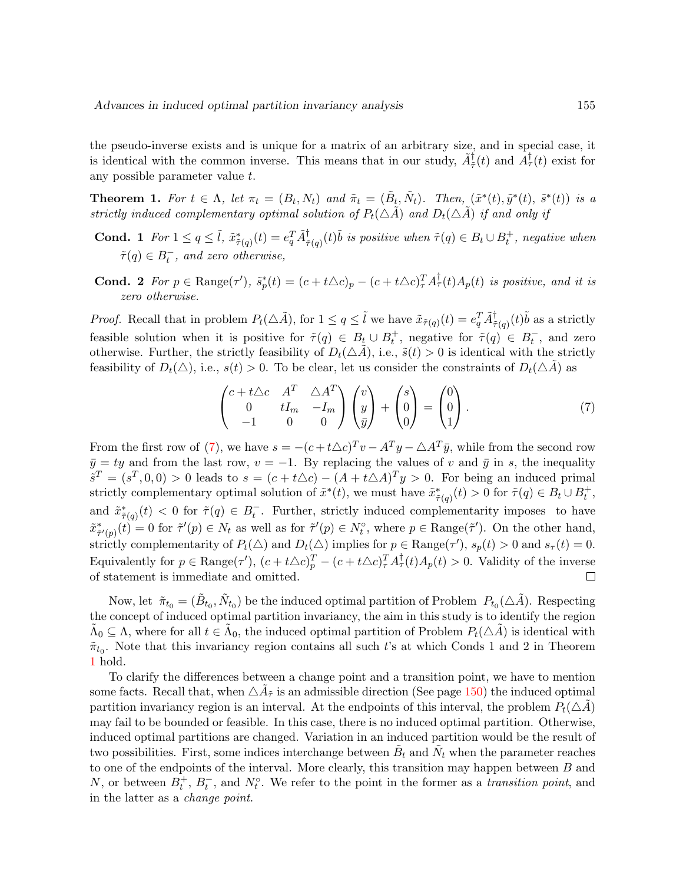the pseudo-inverse exists and is unique for a matrix of an arbitrary size, and in special case, it is identical with the common inverse. This means that in our study, $\tilde{A}^{\dagger}_{\tilde{\tau}}(t)$ and $A^{\dagger}_{\tau}(t)$ exist for any possible parameter value $t$.

**Theorem 1.** *For $t \in \Lambda$, let $\pi_t = (B_t, N_t)$ and $\tilde{\pi}_t = (\tilde{B}_t, \tilde{N}_t)$. Then, $(\tilde{x}^*(t), \tilde{y}^*(t), \tilde{s}^*(t))$ is a strictly induced complementary optimal solution of $P_t(\triangle\tilde{A})$ and $D_t(\triangle\tilde{A})$ if and only if*

- **Cond. 1** *For $1 \le q \le \tilde{l}$, $\tilde{x}^*_{\tilde{\tau}(q)}(t) = e_q^T \tilde{A}^{\dagger}_{\tilde{\tau}(q)}(t)\tilde{b}$ is positive when $\tilde{\tau}(q) \in B_t \cup B_t^+$, negative when $\tilde{\tau}(q) \in B_t^-$, and zero otherwise,*
- **Cond. 2** *For $p \in \text{Range}(\tau')$, $\tilde{s}^*_p(t) = (c + t\triangle c)_p - (c + t\triangle c)^T_{\tau} A^{\dagger}_{\tau}(t) A_p(t)$ is positive, and it is zero otherwise.*

*Proof.* Recall that in problem $P_t(\triangle\tilde{A})$, for $1 \le q \le \tilde{l}$ we have $\tilde{x}_{\tilde{\tau}(q)}(t) = e_q^T \tilde{A}^{\dagger}_{\tilde{\tau}(q)}(t)\tilde{b}$ as a strictly feasible solution when it is positive for $\tilde{\tau}(q) \in B_t \cup B_t^+$, negative for $\tilde{\tau}(q) \in B_t^-$, and zero otherwise. Further, the strictly feasibility of $D_t(\triangle\tilde{A})$, i.e., $\tilde{s}(t) > 0$ is identical with the strictly feasibility of $D_t(\triangle)$, i.e., $s(t) > 0$. To be clear, let us consider the constraints of $D_t(\triangle\tilde{A})$ as

$$\begin{pmatrix} c + t\triangle c & A^T & \triangle A^T \\ 0 & tI_m & -I_m \\ -1 & 0 & 0 \end{pmatrix} \begin{pmatrix} v \\ y \\ \bar{y} \end{pmatrix} + \begin{pmatrix} s \\ 0 \\ 0 \end{pmatrix} = \begin{pmatrix} 0 \\ 0 \\ 1 \end{pmatrix}. \tag{7}$$

From the first row of (7), we have $s = -(c + t\triangle c)^T v - A^T y - \triangle A^T \bar{y}$, while from the second row $\bar{y} = ty$ and from the last row, $v = -1$. By replacing the values of $v$ and $\bar{y}$ in $s$, the inequality $\tilde{s}^T = (s^T, 0, 0) > 0$ leads to $s = (c + t\triangle c) - (A + t\triangle A)^T y > 0$. For being an induced primal strictly complementary optimal solution of $\tilde{x}^*(t)$, we must have $\tilde{x}^*_{\tilde{\tau}(q)}(t) > 0$ for $\tilde{\tau}(q) \in B_t \cup B_t^+$, and $\tilde{x}^*_{\tilde{\tau}(q)}(t) < 0$ for $\tilde{\tau}(q) \in B_t^-$. Further, strictly induced complementary imposes to have $\tilde{x}^*_{\tilde{\tau}'(p)}(t) = 0$ for $\tilde{\tau}'(p) \in N_t$ as well as for $\tilde{\tau}'(p) \in N_t^{\circ}$, where $p \in \text{Range}(\tilde{\tau}')$. On the other hand, strictly complementarity of $P_t(\triangle)$ and $D_t(\triangle)$ implies for $p \in \text{Range}(\tau')$, $s_p(t) > 0$ and $s_{\tau}(t) = 0$. Equivalently for $p \in \text{Range}(\tau')$, $(c + t\triangle c)^T_p - (c + t\triangle c)^T_{\tau} A^{\dagger}_{\tau}(t) A_p(t) > 0$. Validity of the inverse of statement is immediate and omitted. $\square$

Now, let $\tilde{\pi}_{t_0} = (\tilde{B}_{t_0}, \tilde{N}_{t_0})$ be the induced optimal partition of Problem $P_{t_0}(\triangle\tilde{A})$. Respecting the concept of induced optimal partition invariancy, the aim in this study is to identify the region $\tilde{\Lambda}_0 \subseteq \Lambda$, where for all $t \in \tilde{\Lambda}_0$, the induced optimal partition of Problem $P_t(\triangle\tilde{A})$ is identical with $\tilde{\pi}_{t_0}$. Note that this invariancy region contains all such $t$'s at which Conds 1 and 2 in Theorem 1 hold.

To clarify the differences between a change point and a transition point, we have to mention some facts. Recall that, when $\triangle\tilde{A}_{\tilde{\tau}}$ is an admissible direction (See page 150) the induced optimal partition invariancy region is an interval. At the endpoints of this interval, the problem $P_t(\triangle\tilde{A})$ may fail to be bounded or feasible. In this case, there is no induced optimal partition. Otherwise, induced optimal partitions are changed. Variation in an induced partition would be the result of two possibilities. First, some indices interchange between $\tilde{B}_t$ and $\tilde{N}_t$ when the parameter reaches to one of the endpoints of the interval. More clearly, this transition may happen between $B$ and $N$, or between $B_t^+$, $B_t^-$, and $N_t^{\circ}$. We refer to the point in the former as a *transition point*, and in the latter as a *change point*.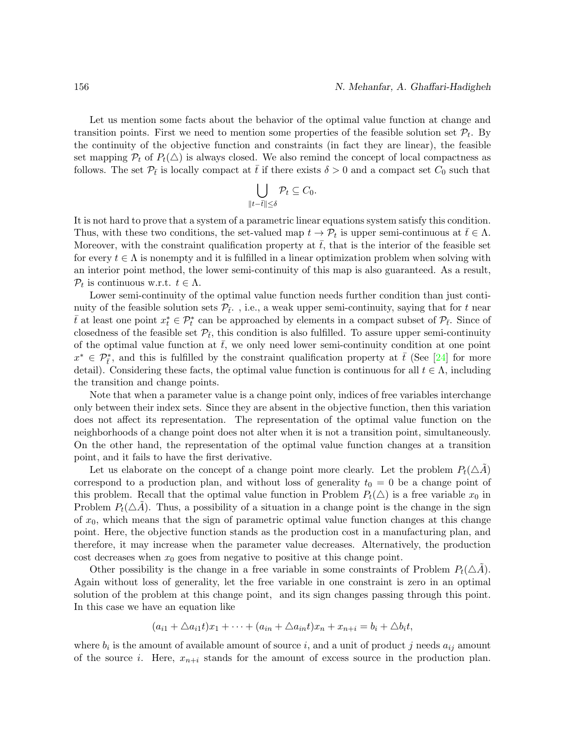Let us mention some facts about the behavior of the optimal value function at change and transition points. First we need to mention some properties of the feasible solution set $\mathcal{P}_t$. By the continuity of the objective function and constraints (in fact they are linear), the feasible set mapping $\mathcal{P}_t$ of $P_t(\triangle)$ is always closed. We also remind the concept of local compactness as follows. The set $\mathcal{P}_{\bar{t}}$ is locally compact at $\bar{t}$ if there exists $\delta > 0$ and a compact set $C_0$ such that

$$\bigcup_{\|t-\bar{t}\|\leq\delta} \mathcal{P}_t \subseteq C_0.$$

It is not hard to prove that a system of a parametric linear equations system satisfy this condition. Thus, with these two conditions, the set-valued map $t \rightarrow \mathcal{P}_t$ is upper semi-continuous at $\bar{t} \in \Lambda$. Moreover, with the constraint qualification property at $\bar{t}$, that is the interior of the feasible set for every $t \in \Lambda$ is nonempty and it is fulfilled in a linear optimization problem when solving with an interior point method, the lower semi-continuity of this map is also guaranteed. As a result, $\mathcal{P}_t$ is continuous w.r.t. $t \in \Lambda$.

Lower semi-continuity of the optimal value function needs further condition than just continuity of the feasible solution sets $\mathcal{P}_{\bar{t}}$. , i.e., a weak upper semi-continuity, saying that for $t$ near $\bar{t}$ at least one point $x^*_t \in \mathcal{P}^*_t$ can be approached by elements in a compact subset of $\mathcal{P}_{\bar{t}}$. Since of closedness of the feasible set $\mathcal{P}_{\bar{t}}$, this condition is also fulfilled. To assure upper semi-continuity of the optimal value function at $\bar{t}$, we only need lower semi-continuity condition at one point $x^* \in \mathcal{P}^*_{\bar{t}}$, and this is fulfilled by the constraint qualification property at $\bar{t}$ (See [24] for more detail). Considering these facts, the optimal value function is continuous for all $t \in \Lambda$, including the transition and change points.

Note that when a parameter value is a change point only, indices of free variables interchange only between their index sets. Since they are absent in the objective function, then this variation does not affect its representation. The representation of the optimal value function on the neighborhoods of a change point does not alter when it is not a transition point, simultaneously. On the other hand, the representation of the optimal value function changes at a transition point, and it fails to have the first derivative.

Let us elaborate on the concept of a change point more clearly. Let the problem $P_t(\triangle\tilde{A})$ correspond to a production plan, and without loss of generality $t_0 = 0$ be a change point of this problem. Recall that the optimal value function in Problem $P_t(\triangle)$ is a free variable $x_0$ in Problem $P_t(\triangle\tilde{A})$. Thus, a possibility of a situation in a change point is the change in the sign of $x_0$, which means that the sign of parametric optimal value function changes at this change point. Here, the objective function stands as the production cost in a manufacturing plan, and therefore, it may increase when the parameter value decreases. Alternatively, the production cost decreases when $x_0$ goes from negative to positive at this change point.

Other possibility is the change in a free variable in some constraints of Problem $P_t(\triangle\tilde{A})$. Again without loss of generality, let the free variable in one constraint is zero in an optimal solution of the problem at this change point, and its sign changes passing through this point. In this case we have an equation like

$$(a_{i1} + \triangle a_{i1}t)x_1 + \cdots + (a_{in} + \triangle a_{in}t)x_n + x_{n+i} = b_i + \triangle b_i t,$$

where $b_i$ is the amount of available amount of source $i$, and a unit of product $j$ needs $a_{ij}$ amount of the source $i$. Here, $x_{n+i}$ stands for the amount of excess source in the production plan.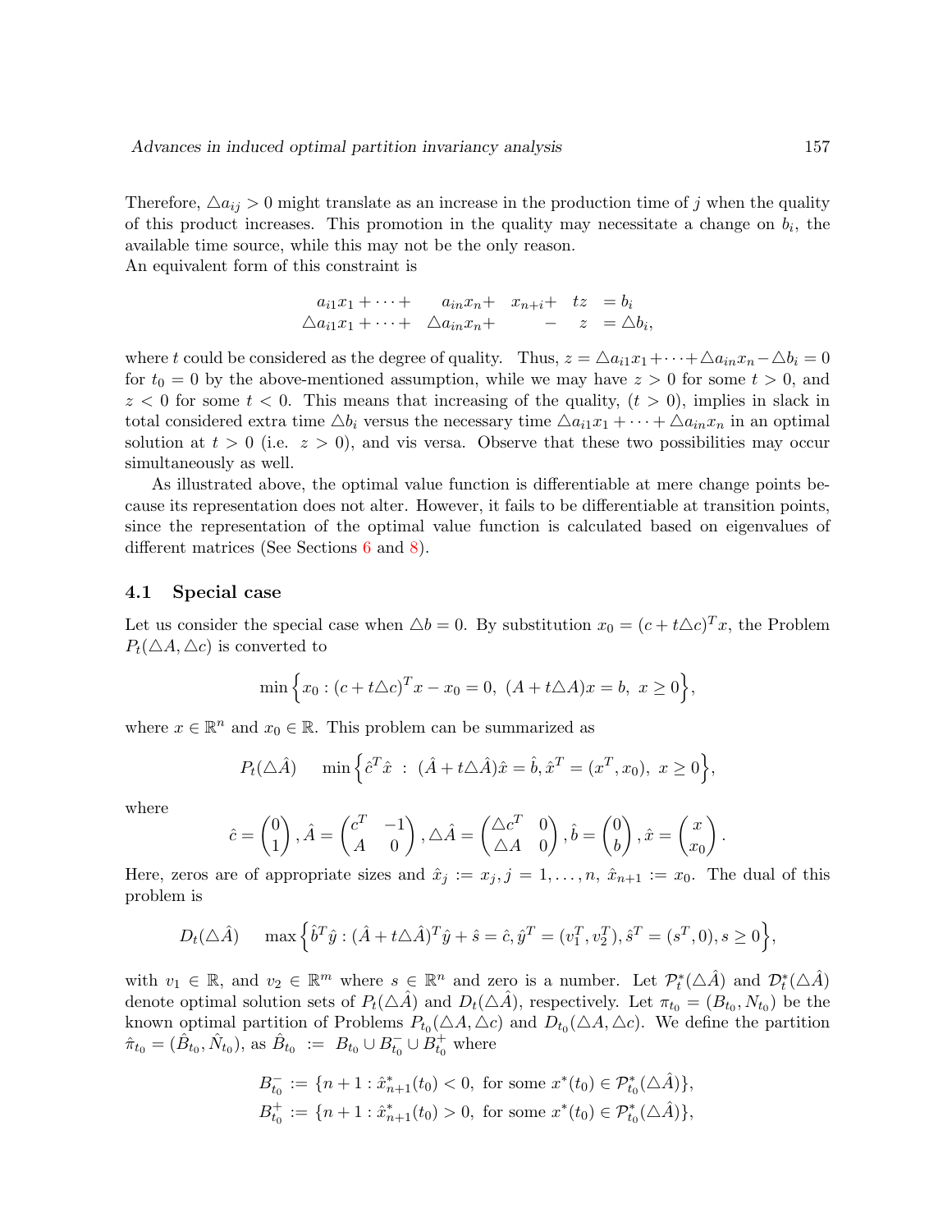Therefore, $\triangle a_{ij} > 0$ might translate as an increase in the production time of $j$ when the quality of this product increases. This promotion in the quality may necessitate a change on $b_i$, the available time source, while this may not be the only reason.
An equivalent form of this constraint is

$$
\begin{array}{rrrrl}
a_{i1}x_1 + \cdots + & a_{in}x_n + & x_{n+i} + & tz & = b_i \\
\triangle a_{i1}x_1 + \cdots + & \triangle a_{in}x_n + & - & z & = \triangle b_i,
\end{array}
$$

where $t$ could be considered as the degree of quality. Thus, $z = \triangle a_{i1}x_1 + \cdots + \triangle a_{in}x_n - \triangle b_i = 0$ for $t_0 = 0$ by the above-mentioned assumption, while we may have $z > 0$ for some $t > 0$, and $z < 0$ for some $t < 0$. This means that increasing of the quality, ($t > 0$), implies in slack in total considered extra time $\triangle b_i$ versus the necessary time $\triangle a_{i1}x_1 + \cdots + \triangle a_{in}x_n$ in an optimal solution at $t > 0$ (i.e. $z > 0$), and vis versa. Observe that these two possibilities may occur simultaneously as well.

As illustrated above, the optimal value function is differentiable at mere change points because its representation does not alter. However, it fails to be differentiable at transition points, since the representation of the optimal value function is calculated based on eigenvalues of different matrices (See Sections 6 and 8).

### 4.1 Special case

Let us consider the special case when $\triangle b = 0$. By substitution $x_0 = (c + t\triangle c)^T x$, the Problem $P_t(\triangle A, \triangle c)$ is converted to

$$
\min \Big\{ x_0 : (c + t\triangle c)^T x - x_0 = 0,\ (A + t\triangle A)x = b,\ x \geq 0 \Big\},
$$

where $x \in \mathbb{R}^n$ and $x_0 \in \mathbb{R}$. This problem can be summarized as

$$
P_t(\triangle \hat{A}) \qquad \min \Big\{ \hat{c}^T \hat{x} \ :\ (\hat{A} + t\triangle \hat{A})\hat{x} = \hat{b}, \hat{x}^T = (x^T, x_0),\ x \geq 0 \Big\},
$$

where

$$
\hat{c} = \begin{pmatrix} 0 \\ 1 \end{pmatrix}, \hat{A} = \begin{pmatrix} c^T & -1 \\ A & 0 \end{pmatrix}, \triangle \hat{A} = \begin{pmatrix} \triangle c^T & 0 \\ \triangle A & 0 \end{pmatrix}, \hat{b} = \begin{pmatrix} 0 \\ b \end{pmatrix}, \hat{x} = \begin{pmatrix} x \\ x_0 \end{pmatrix}.
$$

Here, zeros are of appropriate sizes and $\hat{x}_j := x_j, j = 1, \ldots, n$, $\hat{x}_{n+1} := x_0$. The dual of this problem is

$$
D_t(\triangle \hat{A}) \qquad \max \Big\{ \hat{b}^T \hat{y} : (\hat{A} + t\triangle \hat{A})^T \hat{y} + \hat{s} = \hat{c}, \hat{y}^T = (v_1^T, v_2^T), \hat{s}^T = (s^T, 0), s \geq 0 \Big\},
$$

with $v_1 \in \mathbb{R}$, and $v_2 \in \mathbb{R}^m$ where $s \in \mathbb{R}^n$ and zero is a number. Let $\mathcal{P}_t^*(\triangle \hat{A})$ and $\mathcal{D}_t^*(\triangle \hat{A})$ denote optimal solution sets of $P_t(\triangle \hat{A})$ and $D_t(\triangle \hat{A})$, respectively. Let $\pi_{t_0} = (B_{t_0}, N_{t_0})$ be the known optimal partition of Problems $P_{t_0}(\triangle A, \triangle c)$ and $D_{t_0}(\triangle A, \triangle c)$. We define the partition $\hat{\pi}_{t_0} = (\hat{B}_{t_0}, \hat{N}_{t_0})$, as $\hat{B}_{t_0} := B_{t_0} \cup B_{t_0}^- \cup B_{t_0}^+$ where

$$
\begin{aligned}
B_{t_0}^- &:= \{ n+1 : \hat{x}_{n+1}^*(t_0) < 0,\ \text{for some } x^*(t_0) \in \mathcal{P}_{t_0}^*(\triangle \hat{A}) \}, \\
B_{t_0}^+ &:= \{ n+1 : \hat{x}_{n+1}^*(t_0) > 0,\ \text{for some } x^*(t_0) \in \mathcal{P}_{t_0}^*(\triangle \hat{A}) \},
\end{aligned}
$$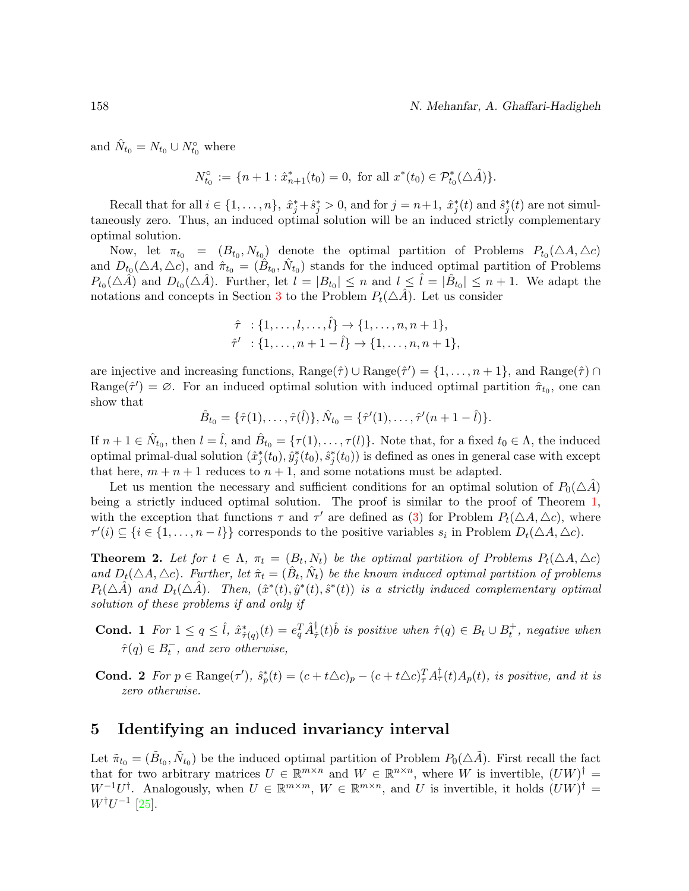and $\hat{N}_{t_0} = N_{t_0} \cup N^{\circ}_{t_0}$ where

$$N^{\circ}_{t_0} := \{n+1 : \hat{x}^*_{n+1}(t_0) = 0, \text{ for all } x^*(t_0) \in \mathcal{P}^*_{t_0}(\triangle \hat{A})\}.$$

Recall that for all $i \in \{1, \ldots, n\}$, $\hat{x}^*_j + \hat{s}^*_j > 0$, and for $j = n+1$, $\hat{x}^*_j(t)$ and $\hat{s}^*_j(t)$ are not simultaneously zero. Thus, an induced optimal solution will be an induced strictly complementary optimal solution.

Now, let $\pi_{t_0} = (B_{t_0}, N_{t_0})$ denote the optimal partition of Problems $P_{t_0}(\triangle A, \triangle c)$ and $D_{t_0}(\triangle A, \triangle c)$, and $\hat{\pi}_{t_0} = (\hat{B}_{t_0}, \hat{N}_{t_0})$ stands for the induced optimal partition of Problems $P_{t_0}(\triangle \hat{A})$ and $D_{t_0}(\triangle \hat{A})$. Further, let $l = |B_{t_0}| \leq n$ and $l \leq \hat{l} = |\hat{B}_{t_0}| \leq n+1$. We adapt the notations and concepts in Section 3 to the Problem $P_t(\triangle \hat{A})$. Let us consider

$$\begin{aligned} \hat{\tau} \ &: \{1, \ldots, l, \ldots, \hat{l}\} \to \{1, \ldots, n, n+1\}, \\ \hat{\tau}' \ &: \{1, \ldots, n+1-\hat{l}\} \to \{1, \ldots, n, n+1\}, \end{aligned}$$

are injective and increasing functions, $\text{Range}(\hat{\tau}) \cup \text{Range}(\hat{\tau}') = \{1, \ldots, n+1\}$, and $\text{Range}(\hat{\tau}) \cap \text{Range}(\hat{\tau}') = \varnothing$. For an induced optimal solution with induced optimal partition $\hat{\pi}_{t_0}$, one can show that

$$\hat{B}_{t_0} = \{\hat{\tau}(1), \ldots, \hat{\tau}(\hat{l})\}, \hat{N}_{t_0} = \{\hat{\tau}'(1), \ldots, \hat{\tau}'(n+1-\hat{l})\}.$$

If $n+1 \in \hat{N}_{t_0}$, then $l = \hat{l}$, and $\hat{B}_{t_0} = \{\tau(1), \ldots, \tau(l)\}$. Note that, for a fixed $t_0 \in \Lambda$, the induced optimal primal-dual solution $(\hat{x}^*_j(t_0), \hat{y}^*_j(t_0), \hat{s}^*_j(t_0))$ is defined as ones in general case with except that here, $m+n+1$ reduces to $n+1$, and some notations must be adapted.

Let us mention the necessary and sufficient conditions for an optimal solution of $P_0(\triangle \hat{A})$ being a strictly induced optimal solution. The proof is similar to the proof of Theorem 1, with the exception that functions $\tau$ and $\tau'$ are defined as (3) for Problem $P_t(\triangle A, \triangle c)$, where $\tau'(i) \subseteq \{i \in \{1, \ldots, n-l\}\}$ corresponds to the positive variables $s_i$ in Problem $D_t(\triangle A, \triangle c)$.

**Theorem 2.** *Let for $t \in \Lambda$, $\pi_t = (B_t, N_t)$ be the optimal partition of Problems $P_t(\triangle A, \triangle c)$ and $D_t(\triangle A, \triangle c)$. Further, let $\hat{\pi}_t = (\hat{B}_t, \hat{N}_t)$ be the known induced optimal partition of problems $P_t(\triangle \hat{A})$ and $D_t(\triangle \hat{A})$. Then, $(\hat{x}^*(t), \hat{y}^*(t), \hat{s}^*(t))$ is a strictly induced complementary optimal solution of these problems if and only if*

- **Cond. 1** *For $1 \leq q \leq \hat{l}$, $\hat{x}^*_{\hat{\tau}(q)}(t) = e_q^T \hat{A}^{\dagger}_{\hat{\tau}}(t) \hat{b}$ is positive when $\hat{\tau}(q) \in B_t \cup B_t^+$, negative when $\hat{\tau}(q) \in B_t^-$, and zero otherwise,*
- **Cond. 2** *For $p \in \text{Range}(\tau')$, $\hat{s}^*_p(t) = (c + t\triangle c)_p - (c + t\triangle c)^T_{\tau} A^{\dagger}_{\tau}(t) A_p(t)$, is positive, and it is zero otherwise.*

## 5 Identifying an induced invariancy interval

Let $\tilde{\pi}_{t_0} = (\tilde{B}_{t_0}, \tilde{N}_{t_0})$ be the induced optimal partition of Problem $P_0(\triangle \tilde{A})$. First recall the fact that for two arbitrary matrices $U \in \mathbb{R}^{m \times n}$ and $W \in \mathbb{R}^{n \times n}$, where $W$ is invertible, $(UW)^{\dagger} = W^{-1} U^{\dagger}$. Analogously, when $U \in \mathbb{R}^{m \times m}$, $W \in \mathbb{R}^{m \times n}$, and $U$ is invertible, it holds $(UW)^{\dagger} = W^{\dagger} U^{-1}$ [25].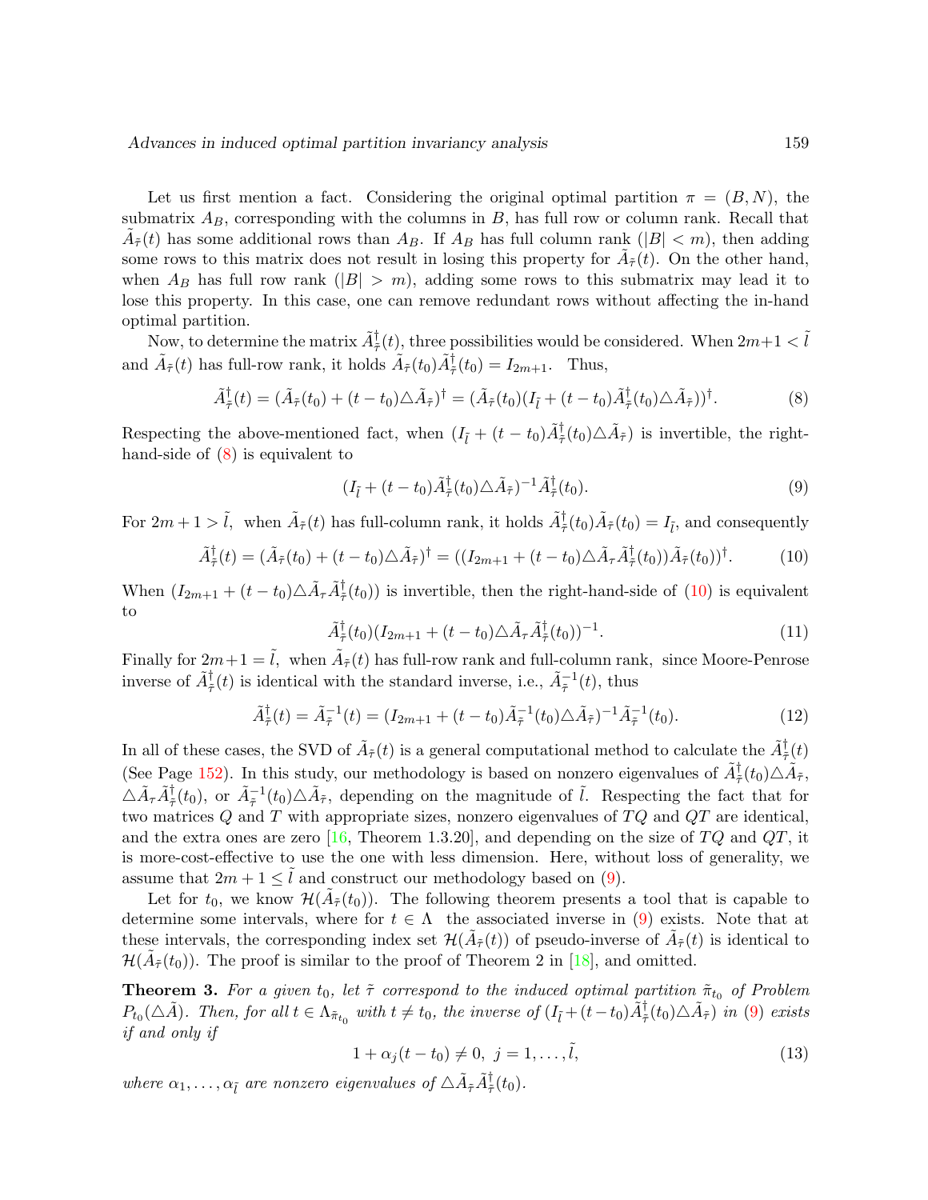Let us first mention a fact. Considering the original optimal partition $\pi = (B, N)$, the submatrix $A_B$, corresponding with the columns in $B$, has full row or column rank. Recall that $\tilde{A}_{\tilde{\tau}}(t)$ has some additional rows than $A_B$. If $A_B$ has full column rank ($|B| < m$), then adding some rows to this matrix does not result in losing this property for $\tilde{A}_{\tilde{\tau}}(t)$. On the other hand, when $A_B$ has full row rank ($|B| > m$), adding some rows to this submatrix may lead it to lose this property. In this case, one can remove redundant rows without affecting the in-hand optimal partition.

Now, to determine the matrix $\tilde{A}^{\dagger}_{\tilde{\tau}}(t)$, three possibilities would be considered. When $2m+1 < \tilde{l}$ and $\tilde{A}_{\tilde{\tau}}(t)$ has full-row rank, it holds $\tilde{A}_{\tilde{\tau}}(t_0)\tilde{A}^{\dagger}_{\tilde{\tau}}(t_0) = I_{2m+1}$. Thus,

$$\tilde{A}^{\dagger}_{\tilde{\tau}}(t) = (\tilde{A}_{\tilde{\tau}}(t_0) + (t-t_0)\triangle\tilde{A}_{\tilde{\tau}})^{\dagger} = (\tilde{A}_{\tilde{\tau}}(t_0)(I_{\tilde{l}} + (t-t_0)\tilde{A}^{\dagger}_{\tilde{\tau}}(t_0)\triangle\tilde{A}_{\tilde{\tau}}))^{\dagger}. \tag{8}$$

Respecting the above-mentioned fact, when $(I_{\tilde{l}} + (t-t_0)\tilde{A}^{\dagger}_{\tilde{\tau}}(t_0)\triangle\tilde{A}_{\tilde{\tau}})$ is invertible, the right-hand-side of (8) is equivalent to

$$(I_{\tilde{l}} + (t-t_0)\tilde{A}^{\dagger}_{\tilde{\tau}}(t_0)\triangle\tilde{A}_{\tilde{\tau}})^{-1}\tilde{A}^{\dagger}_{\tilde{\tau}}(t_0). \tag{9}$$

For $2m+1 > \tilde{l}$, when $\tilde{A}_{\tilde{\tau}}(t)$ has full-column rank, it holds $\tilde{A}^{\dagger}_{\tilde{\tau}}(t_0)\tilde{A}_{\tilde{\tau}}(t_0) = I_{\tilde{l}}$, and consequently

$$\tilde{A}^{\dagger}_{\tilde{\tau}}(t) = (\tilde{A}_{\tilde{\tau}}(t_0) + (t-t_0)\triangle\tilde{A}_{\tilde{\tau}})^{\dagger} = ((I_{2m+1} + (t-t_0)\triangle\tilde{A}_{\tau}\tilde{A}^{\dagger}_{\tilde{\tau}}(t_0))\tilde{A}_{\tilde{\tau}}(t_0))^{\dagger}. \tag{10}$$

When $(I_{2m+1} + (t-t_0)\triangle\tilde{A}_{\tau}\tilde{A}^{\dagger}_{\tilde{\tau}}(t_0))$ is invertible, then the right-hand-side of (10) is equivalent to

$$\tilde{A}^{\dagger}_{\tilde{\tau}}(t_0)(I_{2m+1} + (t-t_0)\triangle\tilde{A}_{\tau}\tilde{A}^{\dagger}_{\tilde{\tau}}(t_0))^{-1}. \tag{11}$$

Finally for $2m+1 = \tilde{l}$, when $\tilde{A}_{\tilde{\tau}}(t)$ has full-row rank and full-column rank, since Moore-Penrose inverse of $\tilde{A}^{\dagger}_{\tilde{\tau}}(t)$ is identical with the standard inverse, i.e., $\tilde{A}^{-1}_{\tilde{\tau}}(t)$, thus

$$\tilde{A}^{\dagger}_{\tilde{\tau}}(t) = \tilde{A}^{-1}_{\tilde{\tau}}(t) = (I_{2m+1} + (t-t_0)\tilde{A}^{-1}_{\tilde{\tau}}(t_0)\triangle\tilde{A}_{\tilde{\tau}})^{-1}\tilde{A}^{-1}_{\tilde{\tau}}(t_0). \tag{12}$$

In all of these cases, the SVD of $\tilde{A}_{\tilde{\tau}}(t)$ is a general computational method to calculate the $\tilde{A}^{\dagger}_{\tilde{\tau}}(t)$ (See Page 152). In this study, our methodology is based on nonzero eigenvalues of $\tilde{A}^{\dagger}_{\tilde{\tau}}(t_0)\triangle\tilde{A}_{\tilde{\tau}}$, $\triangle\tilde{A}_{\tau}\tilde{A}^{\dagger}_{\tilde{\tau}}(t_0)$, or $\tilde{A}^{-1}_{\tilde{\tau}}(t_0)\triangle\tilde{A}_{\tilde{\tau}}$, depending on the magnitude of $\tilde{l}$. Respecting the fact that for two matrices $Q$ and $T$ with appropriate sizes, nonzero eigenvalues of $TQ$ and $QT$ are identical, and the extra ones are zero [16, Theorem 1.3.20], and depending on the size of $TQ$ and $QT$, it is more-cost-effective to use the one with less dimension. Here, without loss of generality, we assume that $2m+1 \leq \tilde{l}$ and construct our methodology based on (9).

Let for $t_0$, we know $\mathcal{H}(\tilde{A}_{\tilde{\tau}}(t_0))$. The following theorem presents a tool that is capable to determine some intervals, where for $t \in \Lambda$ the associated inverse in (9) exists. Note that at these intervals, the corresponding index set $\mathcal{H}(\tilde{A}_{\tilde{\tau}}(t))$ of pseudo-inverse of $\tilde{A}_{\tilde{\tau}}(t)$ is identical to $\mathcal{H}(\tilde{A}_{\tilde{\tau}}(t_0))$. The proof is similar to the proof of Theorem 2 in [18], and omitted.

**Theorem 3.** *For a given $t_0$, let $\tilde{\tau}$ correspond to the induced optimal partition $\tilde{\pi}_{t_0}$ of Problem $P_{t_0}(\triangle\tilde{A})$. Then, for all $t \in \Lambda_{\tilde{\pi}_{t_0}}$ with $t \neq t_0$, the inverse of $(I_{\tilde{l}} + (t-t_0)\tilde{A}^{\dagger}_{\tilde{\tau}}(t_0)\triangle\tilde{A}_{\tilde{\tau}})$ in (9) exists if and only if*

$$1 + \alpha_j(t-t_0) \neq 0, \; j = 1, \ldots, \tilde{l}, \tag{13}$$

*where $\alpha_1, \ldots, \alpha_{\tilde{l}}$ are nonzero eigenvalues of $\triangle\tilde{A}_{\tilde{\tau}}\tilde{A}^{\dagger}_{\tilde{\tau}}(t_0)$.*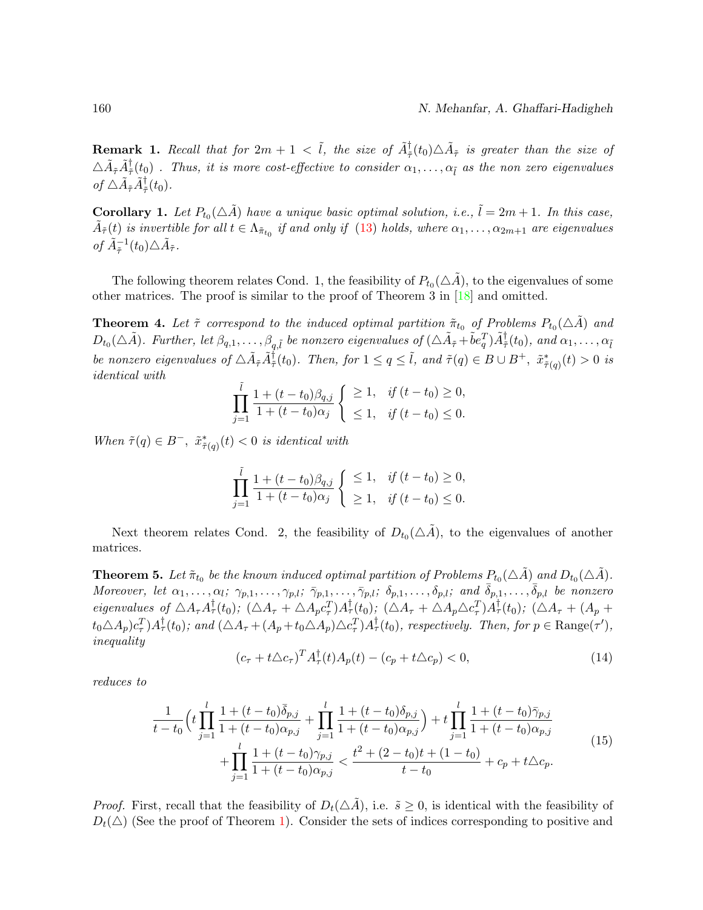**Remark 1.** *Recall that for $2m+1 < \tilde{l}$, the size of $\tilde{A}^{\dagger}_{\tilde{\tau}}(t_0)\triangle\tilde{A}_{\tilde{\tau}}$ is greater than the size of $\triangle\tilde{A}_{\tilde{\tau}}\tilde{A}^{\dagger}_{\tilde{\tau}}(t_0)$ . Thus, it is more cost-effective to consider $\alpha_1,\dots,\alpha_{\tilde{l}}$ as the non zero eigenvalues of $\triangle\tilde{A}_{\tilde{\tau}}\tilde{A}^{\dagger}_{\tilde{\tau}}(t_0)$.*

**Corollary 1.** *Let $P_{t_0}(\triangle\tilde{A})$ have a unique basic optimal solution, i.e., $\tilde{l} = 2m+1$. In this case, $\tilde{A}_{\tilde{\tau}}(t)$ is invertible for all $t \in \Lambda_{\tilde{\pi}_{t_0}}$ if and only if (13) holds, where $\alpha_1,\dots,\alpha_{2m+1}$ are eigenvalues of $\tilde{A}^{-1}_{\tilde{\tau}}(t_0)\triangle\tilde{A}_{\tilde{\tau}}$.*

The following theorem relates Cond. 1, the feasibility of $P_{t_0}(\triangle\tilde{A})$, to the eigenvalues of some other matrices. The proof is similar to the proof of Theorem 3 in [18] and omitted.

**Theorem 4.** *Let $\tilde{\tau}$ correspond to the induced optimal partition $\tilde{\pi}_{t_0}$ of Problems $P_{t_0}(\triangle\tilde{A})$ and $D_{t_0}(\triangle\tilde{A})$. Further, let $\beta_{q,1},\dots,\beta_{q,\tilde{l}}$ be nonzero eigenvalues of $(\triangle\tilde{A}_{\tilde{\tau}}+\tilde{b}e_q^T)\tilde{A}^{\dagger}_{\tilde{\tau}}(t_0)$, and $\alpha_1,\dots,\alpha_{\tilde{l}}$ be nonzero eigenvalues of $\triangle\tilde{A}_{\tilde{\tau}}\tilde{A}^{\dagger}_{\tilde{\tau}}(t_0)$. Then, for $1 \le q \le \tilde{l}$, and $\tilde{\tau}(q) \in B \cup B^+$, $\tilde{x}^*_{\tilde{\tau}(q)}(t) > 0$ is identical with*

$$\prod_{j=1}^{\tilde{l}} \frac{1+(t-t_0)\beta_{q,j}}{1+(t-t_0)\alpha_j} \begin{cases} \ge 1, & \text{if } (t-t_0) \ge 0, \\ \le 1, & \text{if } (t-t_0) \le 0. \end{cases}$$

*When $\tilde{\tau}(q) \in B^-$, $\tilde{x}^*_{\tilde{\tau}(q)}(t) < 0$ is identical with*

$$\prod_{j=1}^{\tilde{l}} \frac{1+(t-t_0)\beta_{q,j}}{1+(t-t_0)\alpha_j} \begin{cases} \le 1, & \text{if } (t-t_0) \ge 0, \\ \ge 1, & \text{if } (t-t_0) \le 0. \end{cases}$$

Next theorem relates Cond. 2, the feasibility of $D_{t_0}(\triangle\tilde{A})$, to the eigenvalues of another matrices.

**Theorem 5.** *Let $\tilde{\pi}_{t_0}$ be the known induced optimal partition of Problems $P_{t_0}(\triangle\tilde{A})$ and $D_{t_0}(\triangle\tilde{A})$. Moreover, let $\alpha_1,\dots,\alpha_l$; $\gamma_{p,1},\dots,\gamma_{p,l}$; $\bar{\gamma}_{p,1},\dots,\bar{\gamma}_{p,l}$; $\delta_{p,1},\dots,\delta_{p,l}$; and $\bar{\delta}_{p,1},\dots,\bar{\delta}_{p,l}$ be nonzero eigenvalues of $\triangle A_\tau A^{\dagger}_\tau(t_0)$; $(\triangle A_\tau + \triangle A_p c_\tau^T)A^{\dagger}_\tau(t_0)$; $(\triangle A_\tau + \triangle A_p \triangle c_\tau^T)A^{\dagger}_\tau(t_0)$; $(\triangle A_\tau + (A_p + t_0\triangle A_p)c_\tau^T)A^{\dagger}_\tau(t_0)$; and $(\triangle A_\tau + (A_p+t_0\triangle A_p)\triangle c_\tau^T)A^{\dagger}_\tau(t_0)$, respectively. Then, for $p \in \text{Range}(\tau')$, inequality*

$$(c_\tau + t\triangle c_\tau)^T A^{\dagger}_\tau(t)A_p(t) - (c_p + t\triangle c_p) < 0, \tag{14}$$

*reduces to*

$$\begin{aligned} &\frac{1}{t-t_0}\Big(t\prod_{j=1}^{l}\frac{1+(t-t_0)\bar{\delta}_{p,j}}{1+(t-t_0)\alpha_{p,j}} + \prod_{j=1}^{l}\frac{1+(t-t_0)\delta_{p,j}}{1+(t-t_0)\alpha_{p,j}}\Big) + t\prod_{j=1}^{l}\frac{1+(t-t_0)\bar{\gamma}_{p,j}}{1+(t-t_0)\alpha_{p,j}} \\ &\qquad + \prod_{j=1}^{l}\frac{1+(t-t_0)\gamma_{p,j}}{1+(t-t_0)\alpha_{p,j}} < \frac{t^2+(2-t_0)t+(1-t_0)}{t-t_0} + c_p + t\triangle c_p. \end{aligned} \tag{15}$$

*Proof.* First, recall that the feasibility of $D_t(\triangle\tilde{A})$, i.e. $\tilde{s} \ge 0$, is identical with the feasibility of $D_t(\triangle)$ (See the proof of Theorem 1). Consider the sets of indices corresponding to positive and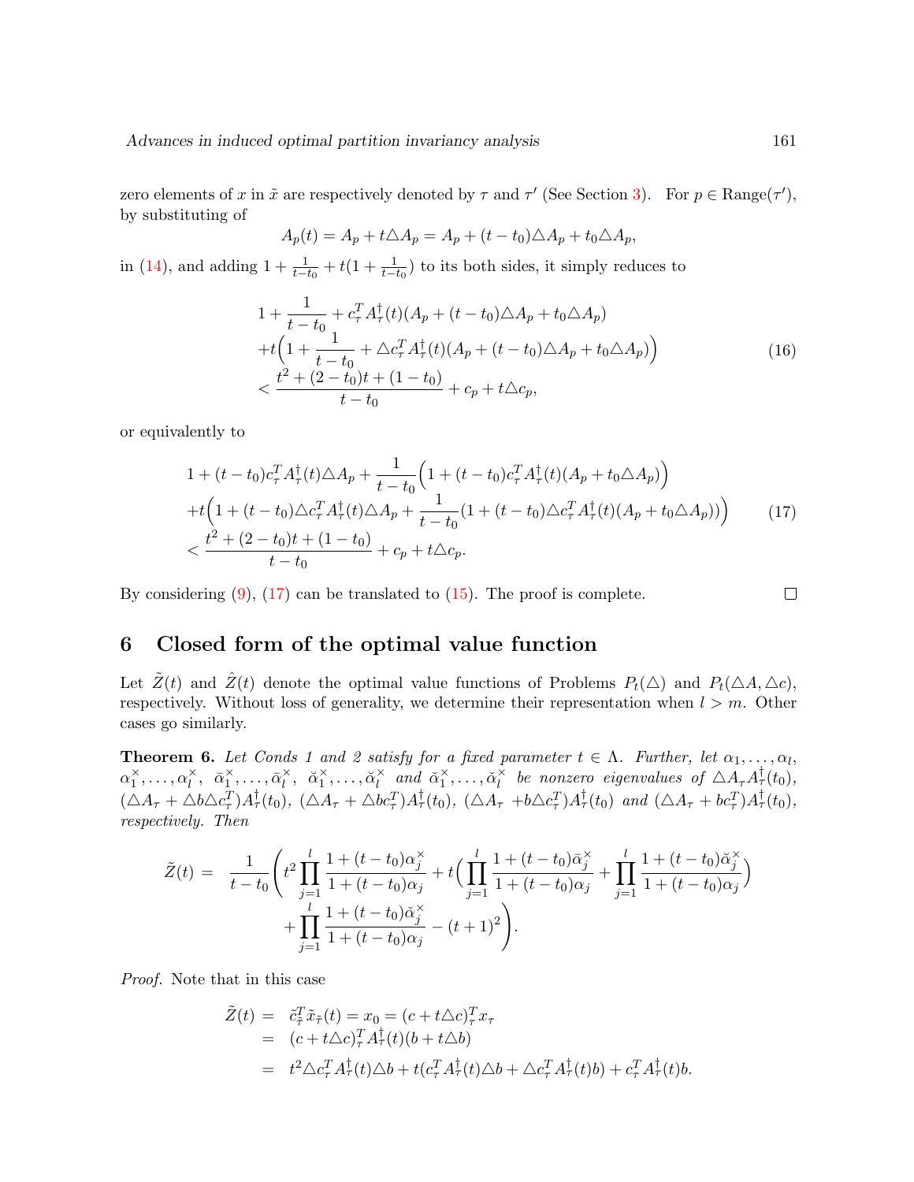zero elements of $x$ in $\tilde{x}$ are respectively denoted by $\tau$ and $\tau'$ (See Section 3). For $p \in \text{Range}(\tau')$, by substituting of

$$A_p(t) = A_p + t\triangle A_p = A_p + (t-t_0)\triangle A_p + t_0\triangle A_p,$$

in (14), and adding $1 + \frac{1}{t-t_0} + t(1 + \frac{1}{t-t_0})$ to its both sides, it simply reduces to

$$\begin{aligned}
&1 + \frac{1}{t-t_0} + c_\tau^T A_\tau^\dagger(t)(A_p + (t-t_0)\triangle A_p + t_0\triangle A_p) \\
&+t\Big(1 + \frac{1}{t-t_0} + \triangle c_\tau^T A_\tau^\dagger(t)(A_p + (t-t_0)\triangle A_p + t_0\triangle A_p)\Big) \\
&< \frac{t^2 + (2-t_0)t + (1-t_0)}{t-t_0} + c_p + t\triangle c_p,
\end{aligned} \tag{16}$$

or equivalently to

$$\begin{aligned}
&1 + (t-t_0)c_\tau^T A_\tau^\dagger(t)\triangle A_p + \frac{1}{t-t_0}\Big(1 + (t-t_0)c_\tau^T A_\tau^\dagger(t)(A_p + t_0\triangle A_p)\Big) \\
&+t\Big(1 + (t-t_0)\triangle c_\tau^T A_\tau^\dagger(t)\triangle A_p + \frac{1}{t-t_0}(1 + (t-t_0)\triangle c_\tau^T A_\tau^\dagger(t)(A_p + t_0\triangle A_p))\Big) \\
&< \frac{t^2 + (2-t_0)t + (1-t_0)}{t-t_0} + c_p + t\triangle c_p.
\end{aligned} \tag{17}$$

By considering (9), (17) can be translated to (15). The proof is complete. □

## 6 Closed form of the optimal value function

Let $\tilde{Z}(t)$ and $\hat{Z}(t)$ denote the optimal value functions of Problems $P_t(\triangle)$ and $P_t(\triangle A, \triangle c)$, respectively. Without loss of generality, we determine their representation when $l > m$. Other cases go similarly.

**Theorem 6.** *Let Conds 1 and 2 satisfy for a fixed parameter $t \in \Lambda$. Further, let $\alpha_1, \ldots, \alpha_l$, $\alpha_1^\times, \ldots, \alpha_l^\times$, $\bar{\alpha}_1^\times, \ldots, \bar{\alpha}_l^\times$, $\breve{\alpha}_1^\times, \ldots, \breve{\alpha}_l^\times$ and $\check{\alpha}_1^\times, \ldots, \check{\alpha}_l^\times$ be nonzero eigenvalues of $\triangle A_\tau A_\tau^\dagger(t_0)$, $(\triangle A_\tau + \triangle b\triangle c_\tau^T)A_\tau^\dagger(t_0)$, $(\triangle A_\tau + \triangle bc_\tau^T)A_\tau^\dagger(t_0)$, $(\triangle A_\tau + b\triangle c_\tau^T)A_\tau^\dagger(t_0)$ and $(\triangle A_\tau + bc_\tau^T)A_\tau^\dagger(t_0)$, respectively. Then*

$$\begin{aligned}
\tilde{Z}(t) = \ &\frac{1}{t-t_0}\Bigg(t^2\prod_{j=1}^{l}\frac{1+(t-t_0)\alpha_j^\times}{1+(t-t_0)\alpha_j} + t\Big(\prod_{j=1}^{l}\frac{1+(t-t_0)\bar{\alpha}_j^\times}{1+(t-t_0)\alpha_j} + \prod_{j=1}^{l}\frac{1+(t-t_0)\breve{\alpha}_j^\times}{1+(t-t_0)\alpha_j}\Big) \\
&+ \prod_{j=1}^{l}\frac{1+(t-t_0)\check{\alpha}_j^\times}{1+(t-t_0)\alpha_j} - (t+1)^2\Bigg).
\end{aligned}$$

*Proof.* Note that in this case

$$\begin{aligned}
\tilde{Z}(t) &= \tilde{c}_{\tilde{\tau}}^T\tilde{x}_{\tilde{\tau}}(t) = x_0 = (c + t\triangle c)_\tau^T x_\tau \\
&= (c + t\triangle c)_\tau^T A_\tau^\dagger(t)(b + t\triangle b) \\
&= t^2\triangle c_\tau^T A_\tau^\dagger(t)\triangle b + t(c_\tau^T A_\tau^\dagger(t)\triangle b + \triangle c_\tau^T A_\tau^\dagger(t)b) + c_\tau^T A_\tau^\dagger(t)b.
\end{aligned}$$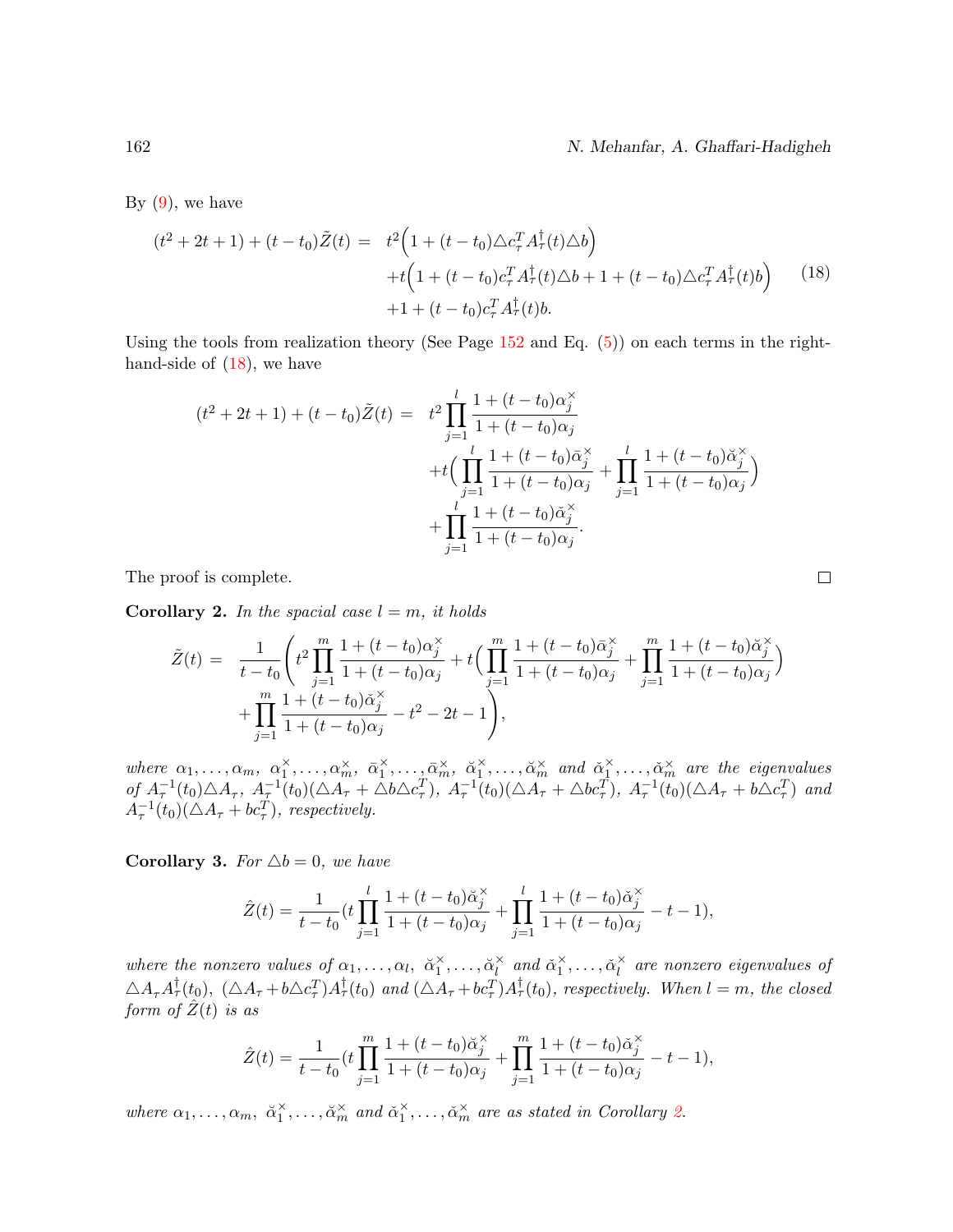By (9), we have

$$
\begin{aligned}
(t^2+2t+1)+(t-t_0)\tilde{Z}(t) = \;& t^2\Big(1+(t-t_0)\triangle c_\tau^T A_\tau^\dagger(t)\triangle b\Big) \\
&+t\Big(1+(t-t_0)c_\tau^T A_\tau^\dagger(t)\triangle b + 1+(t-t_0)\triangle c_\tau^T A_\tau^\dagger(t) b\Big) \\
&+1+(t-t_0)c_\tau^T A_\tau^\dagger(t) b.
\end{aligned}
\tag{18}
$$

Using the tools from realization theory (See Page 152 and Eq. (5)) on each terms in the right-hand-side of (18), we have

$$
\begin{aligned}
(t^2+2t+1)+(t-t_0)\tilde{Z}(t) = \;& t^2\prod_{j=1}^{l}\frac{1+(t-t_0)\alpha_j^\times}{1+(t-t_0)\alpha_j} \\
&+t\Big(\prod_{j=1}^{l}\frac{1+(t-t_0)\bar{\alpha}_j^\times}{1+(t-t_0)\alpha_j}+\prod_{j=1}^{l}\frac{1+(t-t_0)\breve{\alpha}_j^\times}{1+(t-t_0)\alpha_j}\Big) \\
&+\prod_{j=1}^{l}\frac{1+(t-t_0)\check{\alpha}_j^\times}{1+(t-t_0)\alpha_j}.
\end{aligned}
$$

The proof is complete. □

**Corollary 2.** *In the spacial case $l=m$, it holds*

$$
\begin{aligned}
\tilde{Z}(t) = \;& \frac{1}{t-t_0}\Bigg(t^2\prod_{j=1}^{m}\frac{1+(t-t_0)\alpha_j^\times}{1+(t-t_0)\alpha_j}+t\Big(\prod_{j=1}^{m}\frac{1+(t-t_0)\bar{\alpha}_j^\times}{1+(t-t_0)\alpha_j}+\prod_{j=1}^{m}\frac{1+(t-t_0)\breve{\alpha}_j^\times}{1+(t-t_0)\alpha_j}\Big) \\
&+\prod_{j=1}^{m}\frac{1+(t-t_0)\check{\alpha}_j^\times}{1+(t-t_0)\alpha_j}-t^2-2t-1\Bigg),
\end{aligned}
$$

*where $\alpha_1,\ldots,\alpha_m$, $\alpha_1^\times,\ldots,\alpha_m^\times$, $\bar{\alpha}_1^\times,\ldots,\bar{\alpha}_m^\times$, $\breve{\alpha}_1^\times,\ldots,\breve{\alpha}_m^\times$ and $\check{\alpha}_1^\times,\ldots,\check{\alpha}_m^\times$ are the eigenvalues of $A_\tau^{-1}(t_0)\triangle A_\tau$, $A_\tau^{-1}(t_0)(\triangle A_\tau+\triangle b\triangle c_\tau^T)$, $A_\tau^{-1}(t_0)(\triangle A_\tau+\triangle bc_\tau^T)$, $A_\tau^{-1}(t_0)(\triangle A_\tau+b\triangle c_\tau^T)$ and $A_\tau^{-1}(t_0)(\triangle A_\tau+bc_\tau^T)$, respectively.*

**Corollary 3.** *For $\triangle b=0$, we have*

$$
\hat{Z}(t)=\frac{1}{t-t_0}\Big(t\prod_{j=1}^{l}\frac{1+(t-t_0)\breve{\alpha}_j^\times}{1+(t-t_0)\alpha_j}+\prod_{j=1}^{l}\frac{1+(t-t_0)\check{\alpha}_j^\times}{1+(t-t_0)\alpha_j}-t-1\Big),
$$

*where the nonzero values of $\alpha_1,\ldots,\alpha_l$, $\breve{\alpha}_1^\times,\ldots,\breve{\alpha}_l^\times$ and $\check{\alpha}_1^\times,\ldots,\check{\alpha}_l^\times$ are nonzero eigenvalues of $\triangle A_\tau A_\tau^\dagger(t_0)$, $(\triangle A_\tau+b\triangle c_\tau^T)A_\tau^\dagger(t_0)$ and $(\triangle A_\tau+bc_\tau^T)A_\tau^\dagger(t_0)$, respectively. When $l=m$, the closed form of $\hat{Z}(t)$ is as*

$$
\hat{Z}(t)=\frac{1}{t-t_0}\Big(t\prod_{j=1}^{m}\frac{1+(t-t_0)\breve{\alpha}_j^\times}{1+(t-t_0)\alpha_j}+\prod_{j=1}^{m}\frac{1+(t-t_0)\check{\alpha}_j^\times}{1+(t-t_0)\alpha_j}-t-1\Big),
$$

*where $\alpha_1,\ldots,\alpha_m$, $\breve{\alpha}_1^\times,\ldots,\breve{\alpha}_m^\times$ and $\check{\alpha}_1^\times,\ldots,\check{\alpha}_m^\times$ are as stated in Corollary 2.*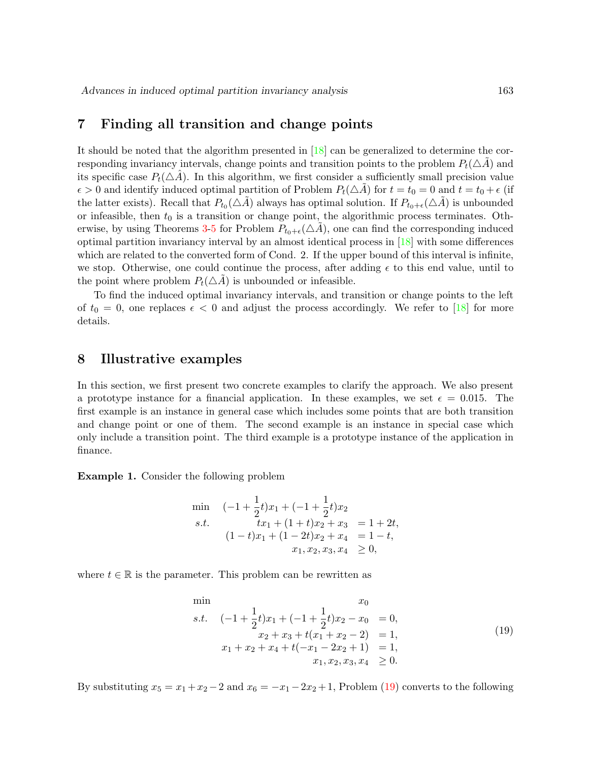## 7 Finding all transition and change points

It should be noted that the algorithm presented in [18] can be generalized to determine the corresponding invariancy intervals, change points and transition points to the problem $P_t(\triangle \tilde{A})$ and its specific case $P_t(\triangle \hat{A})$. In this algorithm, we first consider a sufficiently small precision value $\epsilon > 0$ and identify induced optimal partition of Problem $P_t(\triangle \tilde{A})$ for $t = t_0 = 0$ and $t = t_0 + \epsilon$ (if the latter exists). Recall that $P_{t_0}(\triangle \tilde{A})$ always has optimal solution. If $P_{t_0+\epsilon}(\triangle \tilde{A})$ is unbounded or infeasible, then $t_0$ is a transition or change point, the algorithmic process terminates. Otherwise, by using Theorems 3-5 for Problem $P_{t_0+\epsilon}(\triangle \tilde{A})$, one can find the corresponding induced optimal partition invariancy interval by an almost identical process in [18] with some differences which are related to the converted form of Cond. 2. If the upper bound of this interval is infinite, we stop. Otherwise, one could continue the process, after adding $\epsilon$ to this end value, until to the point where problem $P_t(\triangle \tilde{A})$ is unbounded or infeasible.

To find the induced optimal invariancy intervals, and transition or change points to the left of $t_0 = 0$, one replaces $\epsilon < 0$ and adjust the process accordingly. We refer to [18] for more details.

## 8 Illustrative examples

In this section, we first present two concrete examples to clarify the approach. We also present a prototype instance for a financial application. In these examples, we set $\epsilon = 0.015$. The first example is an instance in general case which includes some points that are both transition and change point or one of them. The second example is an instance in special case which only include a transition point. The third example is a prototype instance of the application in finance.

**Example 1.** Consider the following problem

$$
\begin{array}{rrl}
\min & (-1+\frac{1}{2}t)x_1 + (-1+\frac{1}{2}t)x_2 & \\
s.t. & tx_1 + (1+t)x_2 + x_3 & = 1+2t, \\
 & (1-t)x_1 + (1-2t)x_2 + x_4 & = 1-t, \\
 & x_1, x_2, x_3, x_4 & \geq 0,
\end{array}
$$

where $t \in \mathbb{R}$ is the parameter. This problem can be rewritten as

$$
\begin{array}{rrl}
\min & x_0 & \\
s.t. & (-1+\frac{1}{2}t)x_1 + (-1+\frac{1}{2}t)x_2 - x_0 & = 0, \\
 & x_2 + x_3 + t(x_1 + x_2 - 2) & = 1, \\
 & x_1 + x_2 + x_4 + t(-x_1 - 2x_2 + 1) & = 1, \\
 & x_1, x_2, x_3, x_4 & \geq 0.
\end{array}
\tag{19}
$$

By substituting $x_5 = x_1 + x_2 - 2$ and $x_6 = -x_1 - 2x_2 + 1$, Problem (19) converts to the following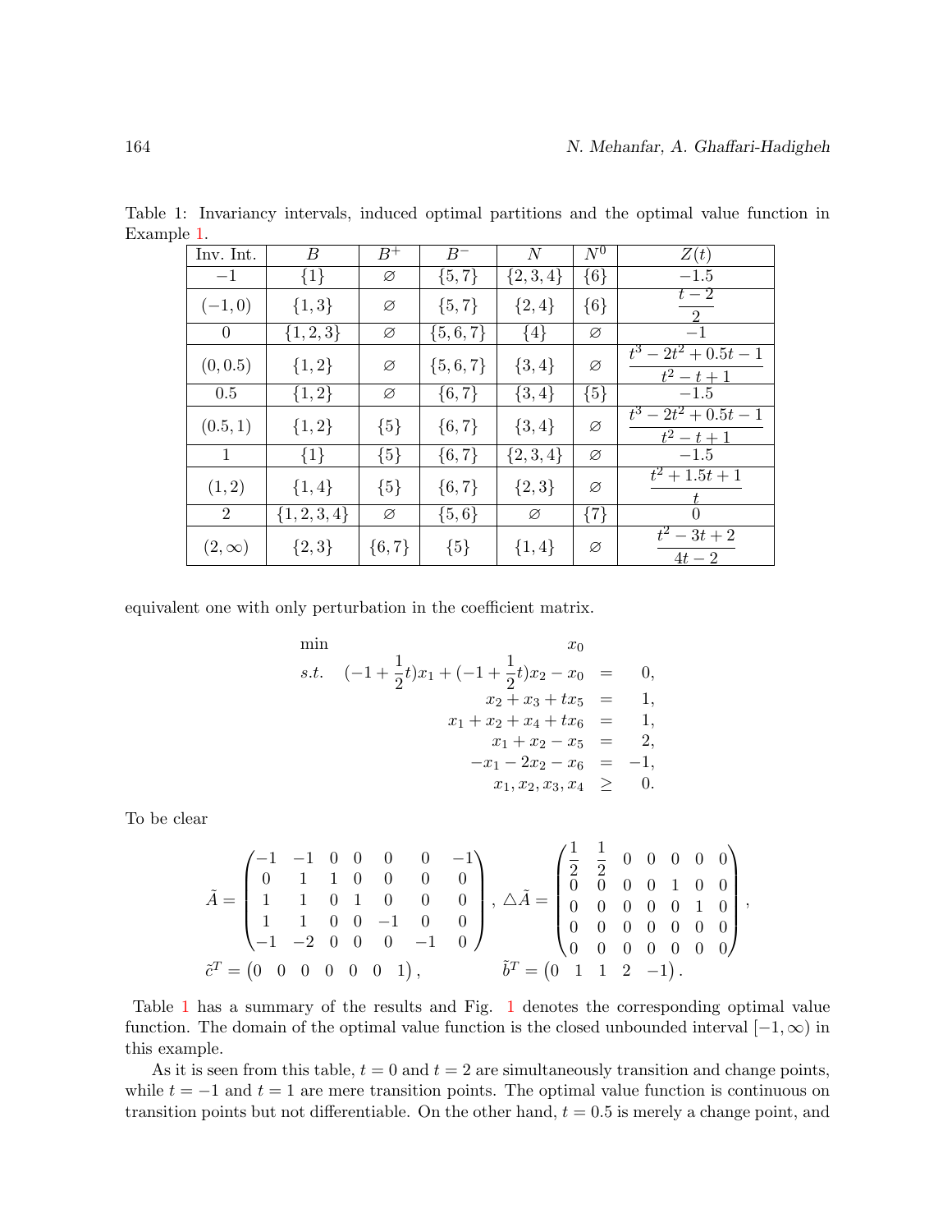Table 1: Invariancy intervals, induced optimal partitions and the optimal value function in Example 1.

| Inv. Int. | $B$ | $B^+$ | $B^-$ | $N$ | $N^0$ | $Z(t)$ |
|---|---|---|---|---|---|---|
| $-1$ | $\{1\}$ | $\varnothing$ | $\{5,7\}$ | $\{2,3,4\}$ | $\{6\}$ | $-1.5$ |
| $(-1,0)$ | $\{1,3\}$ | $\varnothing$ | $\{5,7\}$ | $\{2,4\}$ | $\{6\}$ | $\dfrac{t-2}{2}$ |
| $0$ | $\{1,2,3\}$ | $\varnothing$ | $\{5,6,7\}$ | $\{4\}$ | $\varnothing$ | $-1$ |
| $(0,0.5)$ | $\{1,2\}$ | $\varnothing$ | $\{5,6,7\}$ | $\{3,4\}$ | $\varnothing$ | $\dfrac{t^3-2t^2+0.5t-1}{t^2-t+1}$ |
| $0.5$ | $\{1,2\}$ | $\varnothing$ | $\{6,7\}$ | $\{3,4\}$ | $\{5\}$ | $-1.5$ |
| $(0.5,1)$ | $\{1,2\}$ | $\{5\}$ | $\{6,7\}$ | $\{3,4\}$ | $\varnothing$ | $\dfrac{t^3-2t^2+0.5t-1}{t^2-t+1}$ |
| $1$ | $\{1\}$ | $\{5\}$ | $\{6,7\}$ | $\{2,3,4\}$ | $\varnothing$ | $-1.5$ |
| $(1,2)$ | $\{1,4\}$ | $\{5\}$ | $\{6,7\}$ | $\{2,3\}$ | $\varnothing$ | $\dfrac{t^2+1.5t+1}{t}$ |
| $2$ | $\{1,2,3,4\}$ | $\varnothing$ | $\{5,6\}$ | $\varnothing$ | $\{7\}$ | $0$ |
| $(2,\infty)$ | $\{2,3\}$ | $\{6,7\}$ | $\{5\}$ | $\{1,4\}$ | $\varnothing$ | $\dfrac{t^2-3t+2}{4t-2}$ |

equivalent one with only perturbation in the coefficient matrix.

$$
\begin{array}{lrcl}
\min & x_0 & & \\
s.t. & (-1+\frac{1}{2}t)x_1 + (-1+\frac{1}{2}t)x_2 - x_0 & = & 0, \\
& x_2 + x_3 + tx_5 & = & 1, \\
& x_1 + x_2 + x_4 + tx_6 & = & 1, \\
& x_1 + x_2 - x_5 & = & 2, \\
& -x_1 - 2x_2 - x_6 & = & -1, \\
& x_1, x_2, x_3, x_4 & \geq & 0.
\end{array}
$$

To be clear

$$
\tilde{A} = \begin{pmatrix} -1 & -1 & 0 & 0 & 0 & 0 & -1 \\ 0 & 1 & 1 & 0 & 0 & 0 & 0 \\ 1 & 1 & 0 & 1 & 0 & 0 & 0 \\ 1 & 1 & 0 & 0 & -1 & 0 & 0 \\ -1 & -2 & 0 & 0 & 0 & -1 & 0 \end{pmatrix}, \ \triangle\tilde{A} = \begin{pmatrix} \frac{1}{2} & \frac{1}{2} & 0 & 0 & 0 & 0 & 0 \\ 0 & 0 & 0 & 0 & 1 & 0 & 0 \\ 0 & 0 & 0 & 0 & 0 & 1 & 0 \\ 0 & 0 & 0 & 0 & 0 & 0 & 0 \\ 0 & 0 & 0 & 0 & 0 & 0 & 0 \end{pmatrix},
$$

$$
\tilde{c}^T = \begin{pmatrix} 0 & 0 & 0 & 0 & 0 & 0 & 1 \end{pmatrix}, \qquad \tilde{b}^T = \begin{pmatrix} 0 & 1 & 1 & 2 & -1 \end{pmatrix}.
$$

Table 1 has a summary of the results and Fig. 1 denotes the corresponding optimal value function. The domain of the optimal value function is the closed unbounded interval $[-1,\infty)$ in this example.

As it is seen from this table, $t=0$ and $t=2$ are simultaneously transition and change points, while $t=-1$ and $t=1$ are mere transition points. The optimal value function is continuous on transition points but not differentiable. On the other hand, $t=0.5$ is merely a change point, and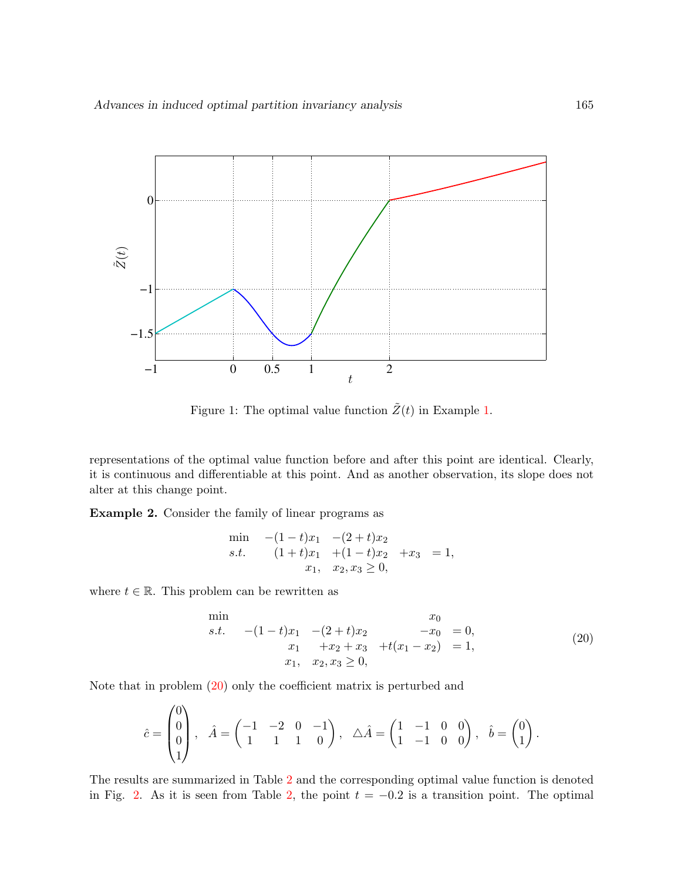Figure 1: The optimal value function $\tilde{Z}(t)$ in Example 1.

representations of the optimal value function before and after this point are identical. Clearly, it is continuous and differentiable at this point. And as another observation, its slope does not alter at this change point.

**Example 2.** Consider the family of linear programs as

$$
\begin{array}{lllll}
\min & -(1-t)x_1 & -(2+t)x_2 & & \\
s.t. & (1+t)x_1 & +(1-t)x_2 & +x_3 & = 1, \\
 & x_1, & x_2, x_3 \geq 0, & &
\end{array}
$$

where $t \in \mathbb{R}$. This problem can be rewritten as

$$
\begin{array}{llllll}
\min & & & & x_0 & \\
s.t. & -(1-t)x_1 & -(2+t)x_2 & & -x_0 & = 0, \\
 & x_1 & +x_2 + x_3 & & +t(x_1 - x_2) & = 1, \\
 & x_1, & x_2, x_3 \geq 0, & & &
\end{array}
\tag{20}
$$

Note that in problem (20) only the coefficient matrix is perturbed and

$$
\hat{c} = \begin{pmatrix} 0 \\ 0 \\ 0 \\ 1 \end{pmatrix}, \quad \hat{A} = \begin{pmatrix} -1 & -2 & 0 & -1 \\ 1 & 1 & 1 & 0 \end{pmatrix}, \quad \triangle\hat{A} = \begin{pmatrix} 1 & -1 & 0 & 0 \\ 1 & -1 & 0 & 0 \end{pmatrix}, \quad \hat{b} = \begin{pmatrix} 0 \\ 1 \end{pmatrix}.
$$

The results are summarized in Table 2 and the corresponding optimal value function is denoted in Fig. 2. As it is seen from Table 2, the point $t = -0.2$ is a transition point. The optimal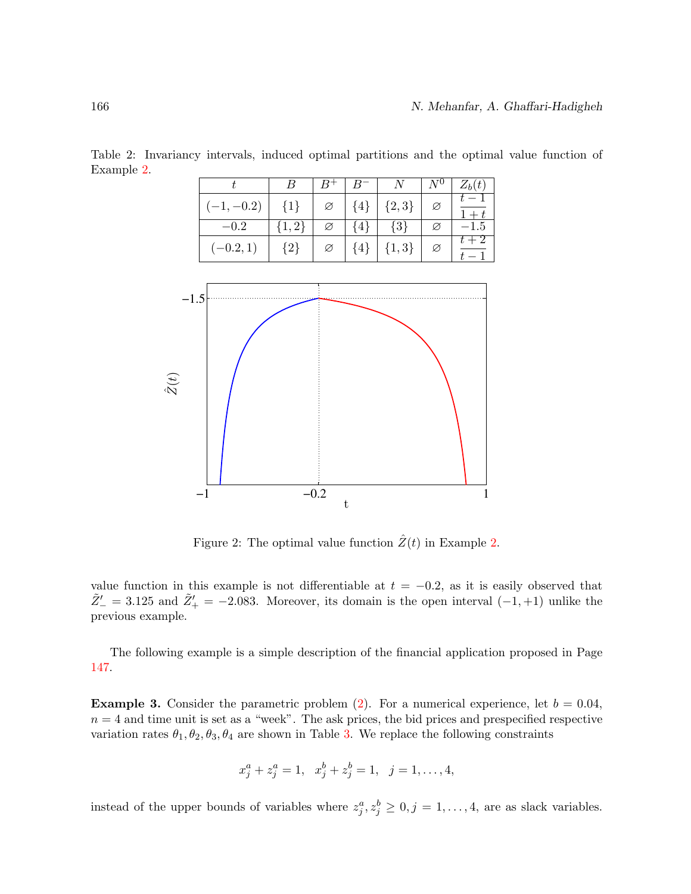Table 2: Invariancy intervals, induced optimal partitions and the optimal value function of Example 2.

| $t$ | $B$ | $B^+$ | $B^-$ | $N$ | $N^0$ | $Z_b(t)$ |
|---|---|---|---|---|---|---|
| $(-1,-0.2)$ | $\{1\}$ | $\varnothing$ | $\{4\}$ | $\{2,3\}$ | $\varnothing$ | $\dfrac{t-1}{1+t}$ |
| $-0.2$ | $\{1,2\}$ | $\varnothing$ | $\{4\}$ | $\{3\}$ | $\varnothing$ | $-1.5$ |
| $(-0.2,1)$ | $\{2\}$ | $\varnothing$ | $\{4\}$ | $\{1,3\}$ | $\varnothing$ | $\dfrac{t+2}{t-1}$ |

Figure 2: The optimal value function $\hat{Z}(t)$ in Example 2.

value function in this example is not differentiable at $t = -0.2$, as it is easily observed that $\tilde{Z}'_- = 3.125$ and $\tilde{Z}'_+ = -2.083$. Moreover, its domain is the open interval $(-1,+1)$ unlike the previous example.

The following example is a simple description of the financial application proposed in Page 147.

**Example 3.** Consider the parametric problem (2). For a numerical experience, let $b = 0.04$, $n = 4$ and time unit is set as a "week". The ask prices, the bid prices and prespecified respective variation rates $\theta_1, \theta_2, \theta_3, \theta_4$ are shown in Table 3. We replace the following constraints

$$x_j^a + z_j^a = 1, \quad x_j^b + z_j^b = 1, \quad j = 1, \ldots, 4,$$

instead of the upper bounds of variables where $z_j^a, z_j^b \geq 0, j = 1, \ldots, 4$, are as slack variables.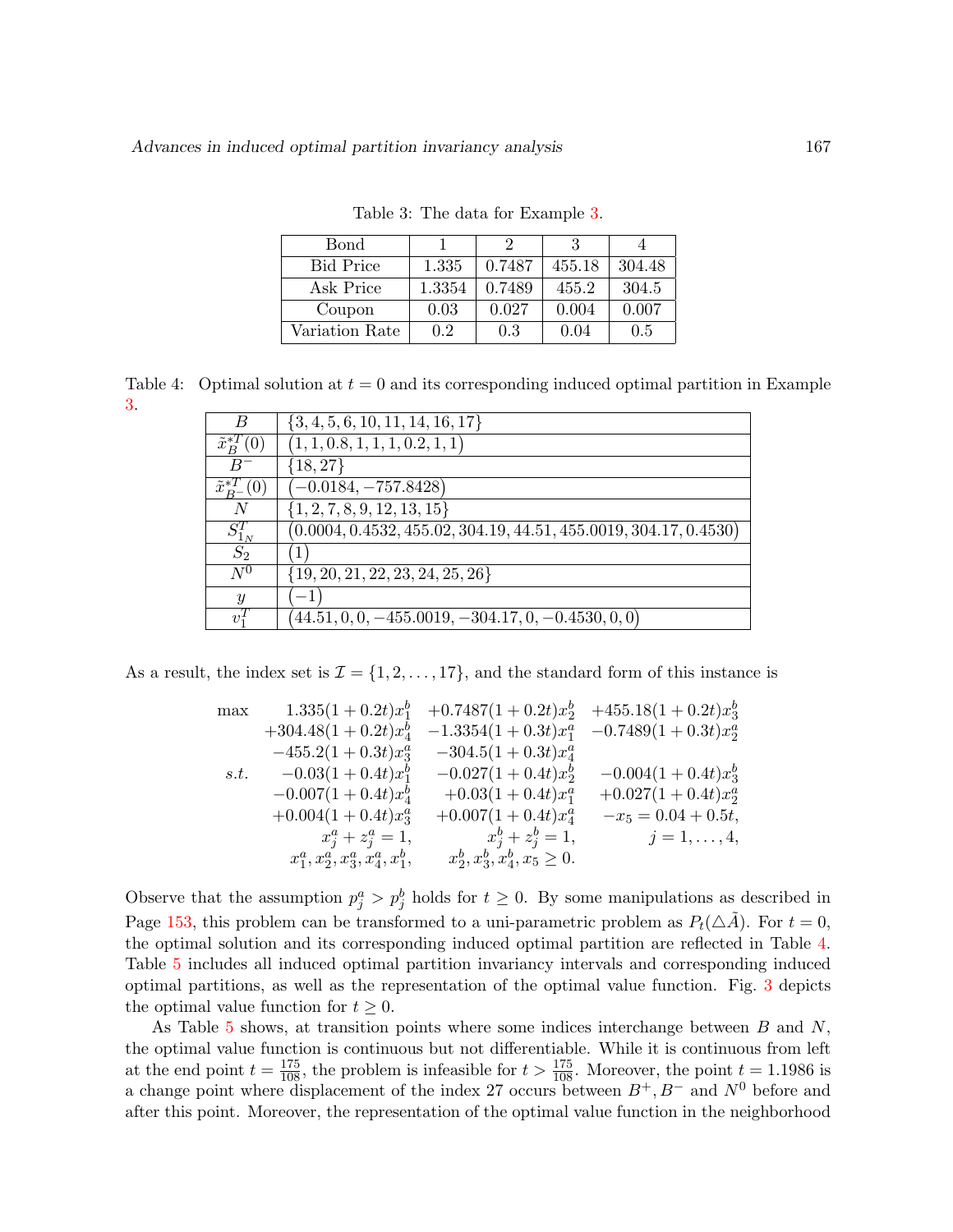Table 3: The data for Example 3.

| Bond | 1 | 2 | 3 | 4 |
|---|---|---|---|---|
| Bid Price | 1.335 | 0.7487 | 455.18 | 304.48 |
| Ask Price | 1.3354 | 0.7489 | 455.2 | 304.5 |
| Coupon | 0.03 | 0.027 | 0.004 | 0.007 |
| Variation Rate | 0.2 | 0.3 | 0.04 | 0.5 |

Table 4: Optimal solution at $t = 0$ and its corresponding induced optimal partition in Example 3.

| | |
|---|---|
| $B$ | $\{3, 4, 5, 6, 10, 11, 14, 16, 17\}$ |
| $\tilde{x}_B^{*T}(0)$ | $(1, 1, 0.8, 1, 1, 1, 0.2, 1, 1)$ |
| $B^-$ | $\{18, 27\}$ |
| $\tilde{x}_{B^-}^{*T}(0)$ | $(-0.0184, -757.8428)$ |
| $N$ | $\{1, 2, 7, 8, 9, 12, 13, 15\}$ |
| $S_{1_N}^T$ | $(0.0004, 0.4532, 455.02, 304.19, 44.51, 455.0019, 304.17, 0.4530)$ |
| $S_2$ | $(1)$ |
| $N^0$ | $\{19, 20, 21, 22, 23, 24, 25, 26\}$ |
| $y$ | $(-1)$ |
| $v_1^T$ | $(44.51, 0, 0, -455.0019, -304.17, 0, -0.4530, 0, 0)$ |

As a result, the index set is $\mathcal{I} = \{1, 2, \ldots, 17\}$, and the standard form of this instance is

$$
\begin{array}{llll}
\max & 1.335(1+0.2t)x_1^b & +0.7487(1+0.2t)x_2^b & +455.18(1+0.2t)x_3^b \\
& +304.48(1+0.2t)x_4^b & -1.3354(1+0.3t)x_1^a & -0.7489(1+0.3t)x_2^a \\
& -455.2(1+0.3t)x_3^a & -304.5(1+0.3t)x_4^a & \\
s.t. & -0.03(1+0.4t)x_1^b & -0.027(1+0.4t)x_2^b & -0.004(1+0.4t)x_3^b \\
& -0.007(1+0.4t)x_4^b & +0.03(1+0.4t)x_1^a & +0.027(1+0.4t)x_2^a \\
& +0.004(1+0.4t)x_3^a & +0.007(1+0.4t)x_4^a & -x_5 = 0.04+0.5t, \\
& x_j^a + z_j^a = 1, & x_j^b + z_j^b = 1, & j = 1, \ldots, 4, \\
& x_1^a, x_2^a, x_3^a, x_4^a, x_1^b, & x_2^b, x_3^b, x_4^b, x_5 \geq 0. &
\end{array}
$$

Observe that the assumption $p_j^a > p_j^b$ holds for $t \geq 0$. By some manipulations as described in Page 153, this problem can be transformed to a uni-parametric problem as $P_t(\triangle\tilde{A})$. For $t = 0$, the optimal solution and its corresponding induced optimal partition are reflected in Table 4. Table 5 includes all induced optimal partition invariancy intervals and corresponding induced optimal partitions, as well as the representation of the optimal value function. Fig. 3 depicts the optimal value function for $t \geq 0$.

As Table 5 shows, at transition points where some indices interchange between $B$ and $N$, the optimal value function is continuous but not differentiable. While it is continuous from left at the end point $t = \frac{175}{108}$, the problem is infeasible for $t > \frac{175}{108}$. Moreover, the point $t = 1.1986$ is a change point where displacement of the index 27 occurs between $B^+, B^-$ and $N^0$ before and after this point. Moreover, the representation of the optimal value function in the neighborhood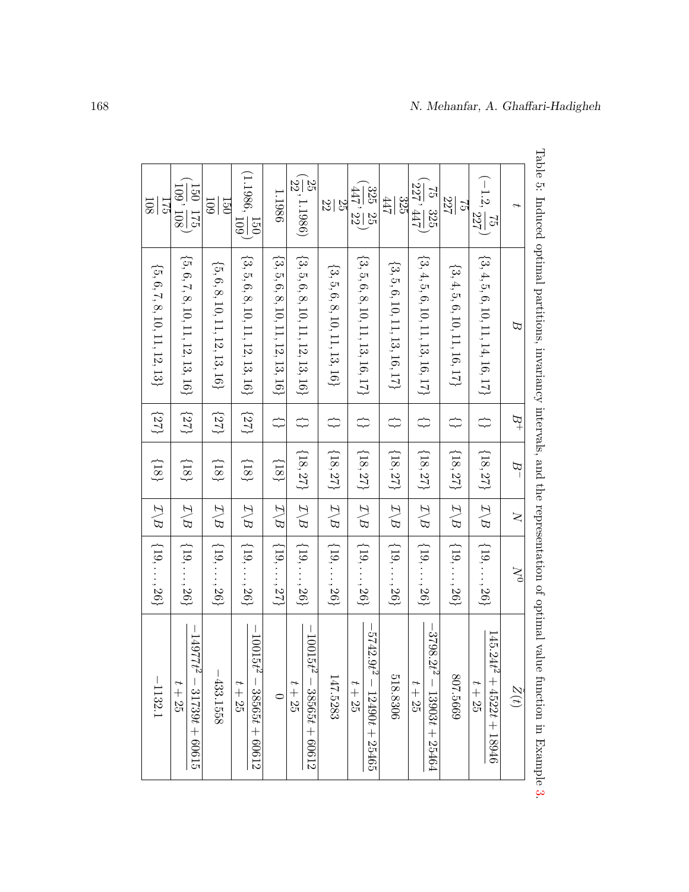Table 5: Induced optimal partitions, invariancy intervals, and the representation of optimal value function in Example 3.

| $t$ | $B$ | $B^+$ | $B^-$ | $N$ | $N^0$ | $\tilde{Z}(t)$ |
|---|---|---|---|---|---|---|
| $(-1.2, \frac{75}{227})$ | $\{3,4,5,6,10,11,14,16,17\}$ | $\{\}$ | $\{18,27\}$ | $\mathcal{I}\backslash B$ | $\{19,\ldots,26\}$ | $\frac{145.24t^2+4522t+18946}{t+25}$ |
| $\frac{75}{227}$ | $\{3,4,5,6,10,11,16,17\}$ | $\{\}$ | $\{18,27\}$ | $\mathcal{I}\backslash B$ | $\{19,\ldots,26\}$ | $807.5669$ |
| $(\frac{75}{227}, \frac{325}{447})$ | $\{3,4,5,6,10,11,13,16,17\}$ | $\{\}$ | $\{18,27\}$ | $\mathcal{I}\backslash B$ | $\{19,\ldots,26\}$ | $\frac{-3798.2t^2-13903t+25464}{t+25}$ |
| $\frac{325}{447}$ | $\{3,5,6,10,11,13,16,17\}$ | $\{\}$ | $\{18,27\}$ | $\mathcal{I}\backslash B$ | $\{19,\ldots,26\}$ | $518.8306$ |
| $(\frac{325}{447}, \frac{25}{22})$ | $\{3,5,6,8,10,11,13,16,17\}$ | $\{\}$ | $\{18,27\}$ | $\mathcal{I}\backslash B$ | $\{19,\ldots,26\}$ | $\frac{-5742.9t^2-12490t+25465}{t+25}$ |
| $\frac{25}{22}$ | $\{3,5,6,8,10,11,13,16\}$ | $\{\}$ | $\{18,27\}$ | $\mathcal{I}\backslash B$ | $\{19,\ldots,26\}$ | $147.5283$ |
| $(\frac{25}{22}, 1.1986)$ | $\{3,5,6,8,10,11,12,13,16\}$ | $\{\}$ | $\{18,27\}$ | $\mathcal{I}\backslash B$ | $\{19,\ldots,26\}$ | $\frac{-10015t^2-38565t+60612}{t+25}$ |
| $1.1986$ | $\{3,5,6,8,10,11,12,13,16\}$ | $\{\}$ | $\{18\}$ | $\mathcal{I}\backslash B$ | $\{19,\ldots,27\}$ | $0$ |
| $(1.1986, \frac{150}{109})$ | $\{3,5,6,8,10,11,12,13,16\}$ | $\{27\}$ | $\{18\}$ | $\mathcal{I}\backslash B$ | $\{19,\ldots,26\}$ | $\frac{-10015t^2-38565t+60612}{t+25}$ |
| $\frac{150}{109}$ | $\{5,6,8,10,11,12,13,16\}$ | $\{27\}$ | $\{18\}$ | $\mathcal{I}\backslash B$ | $\{19,\ldots,26\}$ | $-433.1558$ |
| $(\frac{150}{109}, \frac{175}{108})$ | $\{5,6,7,8,10,11,12,13,16\}$ | $\{27\}$ | $\{18\}$ | $\mathcal{I}\backslash B$ | $\{19,\ldots,26\}$ | $\frac{-14977t^2-31739t+60615}{t+25}$ |
| $\frac{175}{108}$ | $\{5,6,7,8,10,11,12,13\}$ | $\{27\}$ | $\{18\}$ | $\mathcal{I}\backslash B$ | $\{19,\ldots,26\}$ | $-1132.1$ |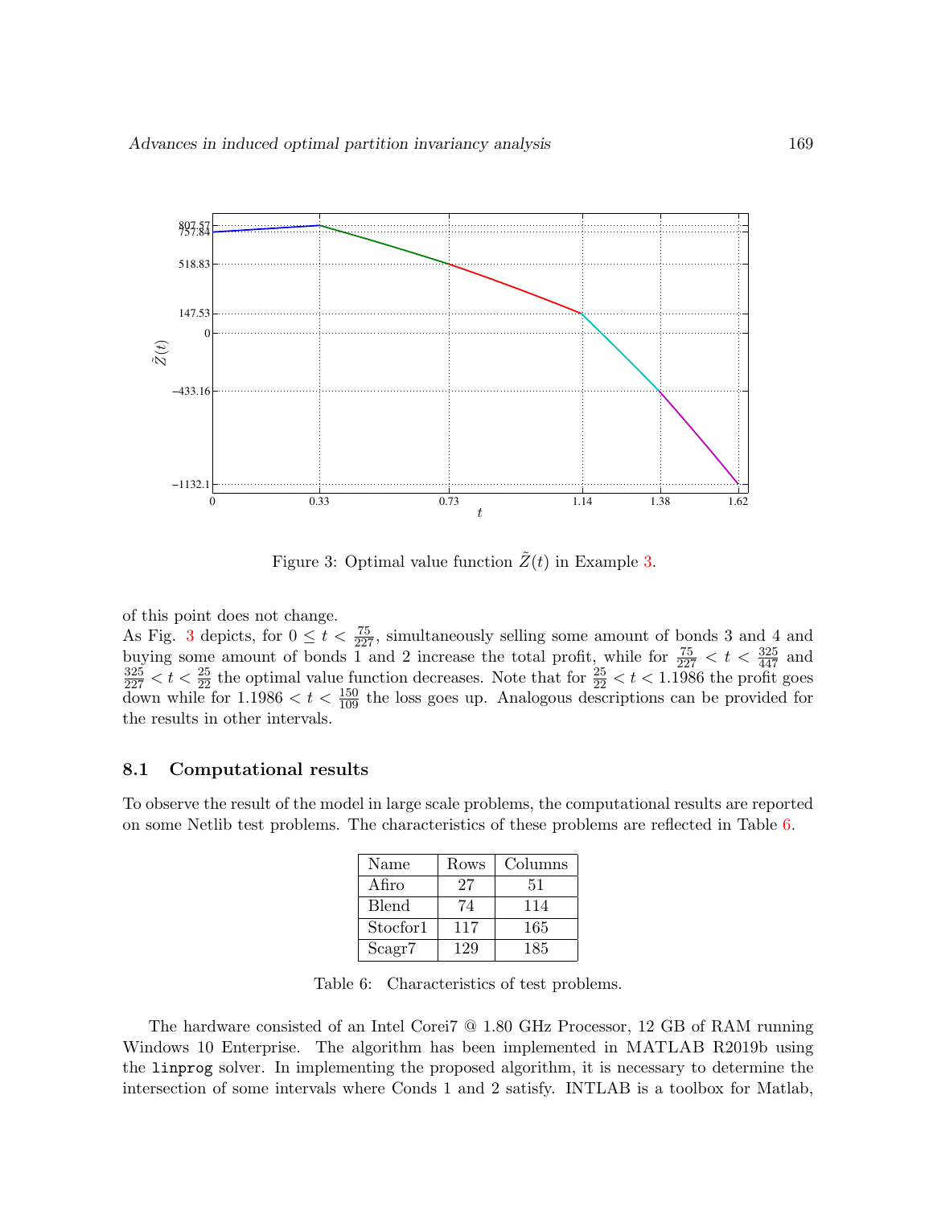Figure 3: Optimal value function $\tilde{Z}(t)$ in Example 3.

of this point does not change.
As Fig. 3 depicts, for $0 \leq t < \frac{75}{227}$, simultaneously selling some amount of bonds 3 and 4 and buying some amount of bonds 1 and 2 increase the total profit, while for $\frac{75}{227} < t < \frac{325}{447}$ and $\frac{325}{227} < t < \frac{25}{22}$ the optimal value function decreases. Note that for $\frac{25}{22} < t < 1.1986$ the profit goes down while for $1.1986 < t < \frac{150}{109}$ the loss goes up. Analogous descriptions can be provided for the results in other intervals.

### 8.1 Computational results

To observe the result of the model in large scale problems, the computational results are reported on some Netlib test problems. The characteristics of these problems are reflected in Table 6.

| Name | Rows | Columns |
|---|---|---|
| Afiro | 27 | 51 |
| Blend | 74 | 114 |
| Stocfor1 | 117 | 165 |
| Scagr7 | 129 | 185 |

Table 6: Characteristics of test problems.

The hardware consisted of an Intel Corei7 @ 1.80 GHz Processor, 12 GB of RAM running Windows 10 Enterprise. The algorithm has been implemented in MATLAB R2019b using the `linprog` solver. In implementing the proposed algorithm, it is necessary to determine the intersection of some intervals where Conds 1 and 2 satisfy. INTLAB is a toolbox for Matlab,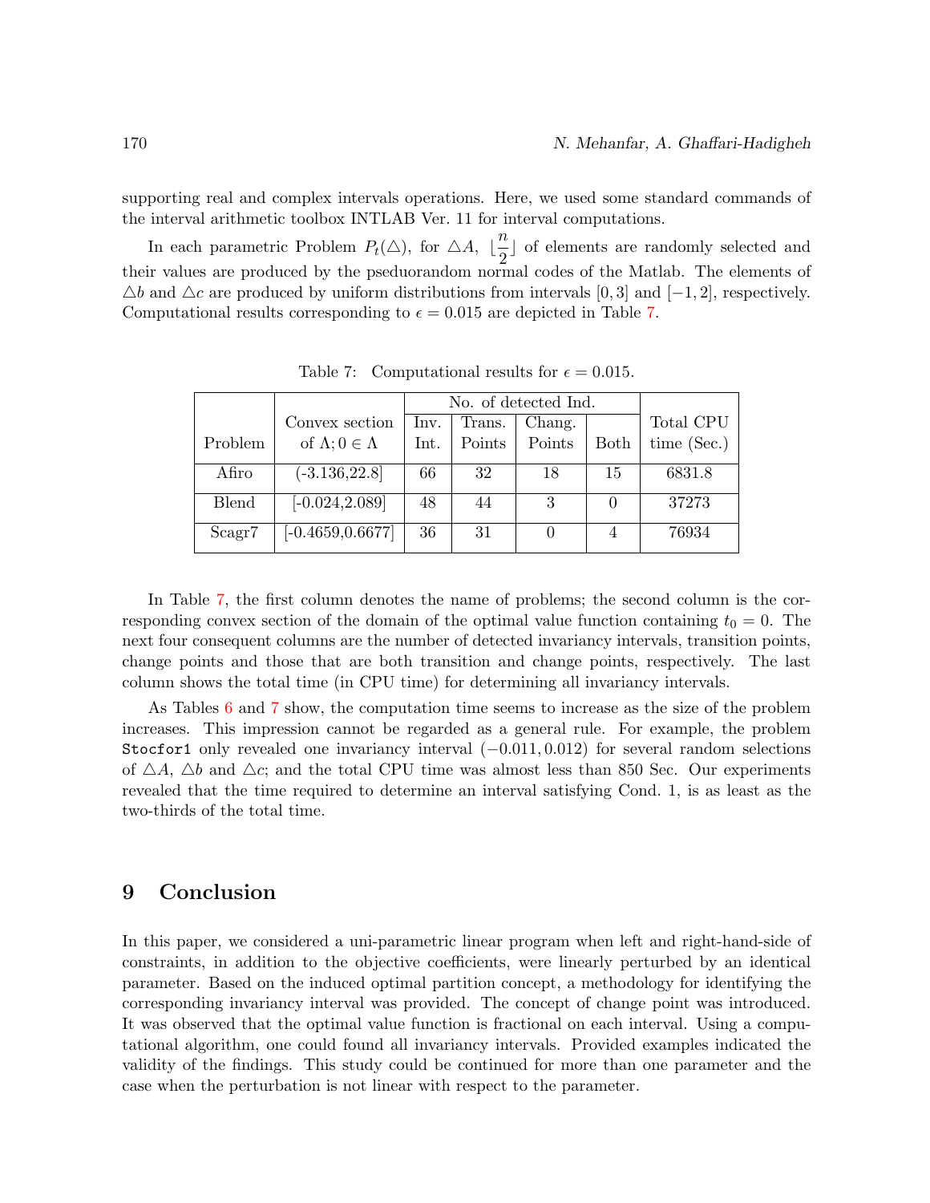supporting real and complex intervals operations. Here, we used some standard commands of the interval arithmetic toolbox INTLAB Ver. 11 for interval computations.

In each parametric Problem $P_t(\triangle)$, for $\triangle A$, $\lfloor \frac{n}{2} \rfloor$ of elements are randomly selected and their values are produced by the pseduorandom normal codes of the Matlab. The elements of $\triangle b$ and $\triangle c$ are produced by uniform distributions from intervals $[0, 3]$ and $[-1, 2]$, respectively. Computational results corresponding to $\epsilon = 0.015$ are depicted in Table 7.

Table 7: Computational results for $\epsilon = 0.015$.

| Problem | Convex section of $\Lambda; 0 \in \Lambda$ | No. of detected Ind. | | | | Total CPU time (Sec.) |
|---|---|---|---|---|---|---|
| | | Inv. Int. | Trans. Points | Chang. Points | Both | |
| Afiro | (-3.136,22.8] | 66 | 32 | 18 | 15 | 6831.8 |
| Blend | [-0.024,2.089] | 48 | 44 | 3 | 0 | 37273 |
| Scagr7 | [-0.4659,0.6677] | 36 | 31 | 0 | 4 | 76934 |

In Table 7, the first column denotes the name of problems; the second column is the corresponding convex section of the domain of the optimal value function containing $t_0 = 0$. The next four consequent columns are the number of detected invariancy intervals, transition points, change points and those that are both transition and change points, respectively. The last column shows the total time (in CPU time) for determining all invariancy intervals.

As Tables 6 and 7 show, the computation time seems to increase as the size of the problem increases. This impression cannot be regarded as a general rule. For example, the problem `Stocfor1` only revealed one invariancy interval $(-0.011, 0.012)$ for several random selections of $\triangle A$, $\triangle b$ and $\triangle c$; and the total CPU time was almost less than 850 Sec. Our experiments revealed that the time required to determine an interval satisfying Cond. 1, is as least as the two-thirds of the total time.

## 9 Conclusion

In this paper, we considered a uni-parametric linear program when left and right-hand-side of constraints, in addition to the objective coefficients, were linearly perturbed by an identical parameter. Based on the induced optimal partition concept, a methodology for identifying the corresponding invariancy interval was provided. The concept of change point was introduced. It was observed that the optimal value function is fractional on each interval. Using a computational algorithm, one could found all invariancy intervals. Provided examples indicated the validity of the findings. This study could be continued for more than one parameter and the case when the perturbation is not linear with respect to the parameter.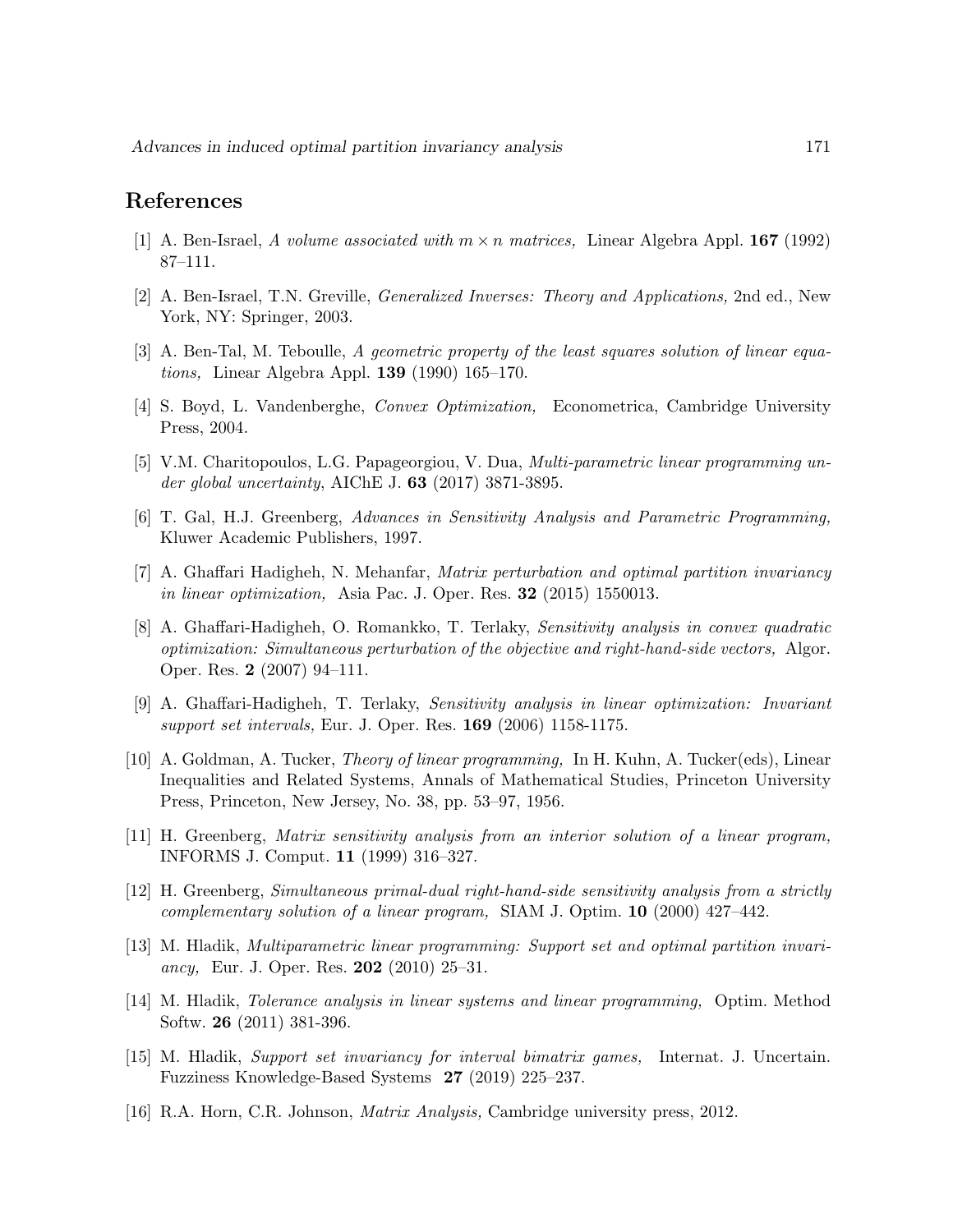## References

[1] A. Ben-Israel, *A volume associated with $m \times n$ matrices,* Linear Algebra Appl. **167** (1992) 87–111.

[2] A. Ben-Israel, T.N. Greville, *Generalized Inverses: Theory and Applications,* 2nd ed., New York, NY: Springer, 2003.

[3] A. Ben-Tal, M. Teboulle, *A geometric property of the least squares solution of linear equations,* Linear Algebra Appl. **139** (1990) 165–170.

[4] S. Boyd, L. Vandenberghe, *Convex Optimization,* Econometrica, Cambridge University Press, 2004.

[5] V.M. Charitopoulos, L.G. Papageorgiou, V. Dua, *Multi-parametric linear programming under global uncertainty*, AIChE J. **63** (2017) 3871-3895.

[6] T. Gal, H.J. Greenberg, *Advances in Sensitivity Analysis and Parametric Programming,* Kluwer Academic Publishers, 1997.

[7] A. Ghaffari Hadigheh, N. Mehanfar, *Matrix perturbation and optimal partition invariancy in linear optimization,* Asia Pac. J. Oper. Res. **32** (2015) 1550013.

[8] A. Ghaffari-Hadigheh, O. Romankko, T. Terlaky, *Sensitivity analysis in convex quadratic optimization: Simultaneous perturbation of the objective and right-hand-side vectors,* Algor. Oper. Res. **2** (2007) 94–111.

[9] A. Ghaffari-Hadigheh, T. Terlaky, *Sensitivity analysis in linear optimization: Invariant support set intervals,* Eur. J. Oper. Res. **169** (2006) 1158-1175.

[10] A. Goldman, A. Tucker, *Theory of linear programming,* In H. Kuhn, A. Tucker(eds), Linear Inequalities and Related Systems, Annals of Mathematical Studies, Princeton University Press, Princeton, New Jersey, No. 38, pp. 53–97, 1956.

[11] H. Greenberg, *Matrix sensitivity analysis from an interior solution of a linear program,* INFORMS J. Comput. **11** (1999) 316–327.

[12] H. Greenberg, *Simultaneous primal-dual right-hand-side sensitivity analysis from a strictly complementary solution of a linear program,* SIAM J. Optim. **10** (2000) 427–442.

[13] M. Hladik, *Multiparametric linear programming: Support set and optimal partition invariancy,* Eur. J. Oper. Res. **202** (2010) 25–31.

[14] M. Hladik, *Tolerance analysis in linear systems and linear programming,* Optim. Method Softw. **26** (2011) 381-396.

[15] M. Hladik, *Support set invariancy for interval bimatrix games,* Internat. J. Uncertain. Fuzziness Knowledge-Based Systems **27** (2019) 225–237.

[16] R.A. Horn, C.R. Johnson, *Matrix Analysis,* Cambridge university press, 2012.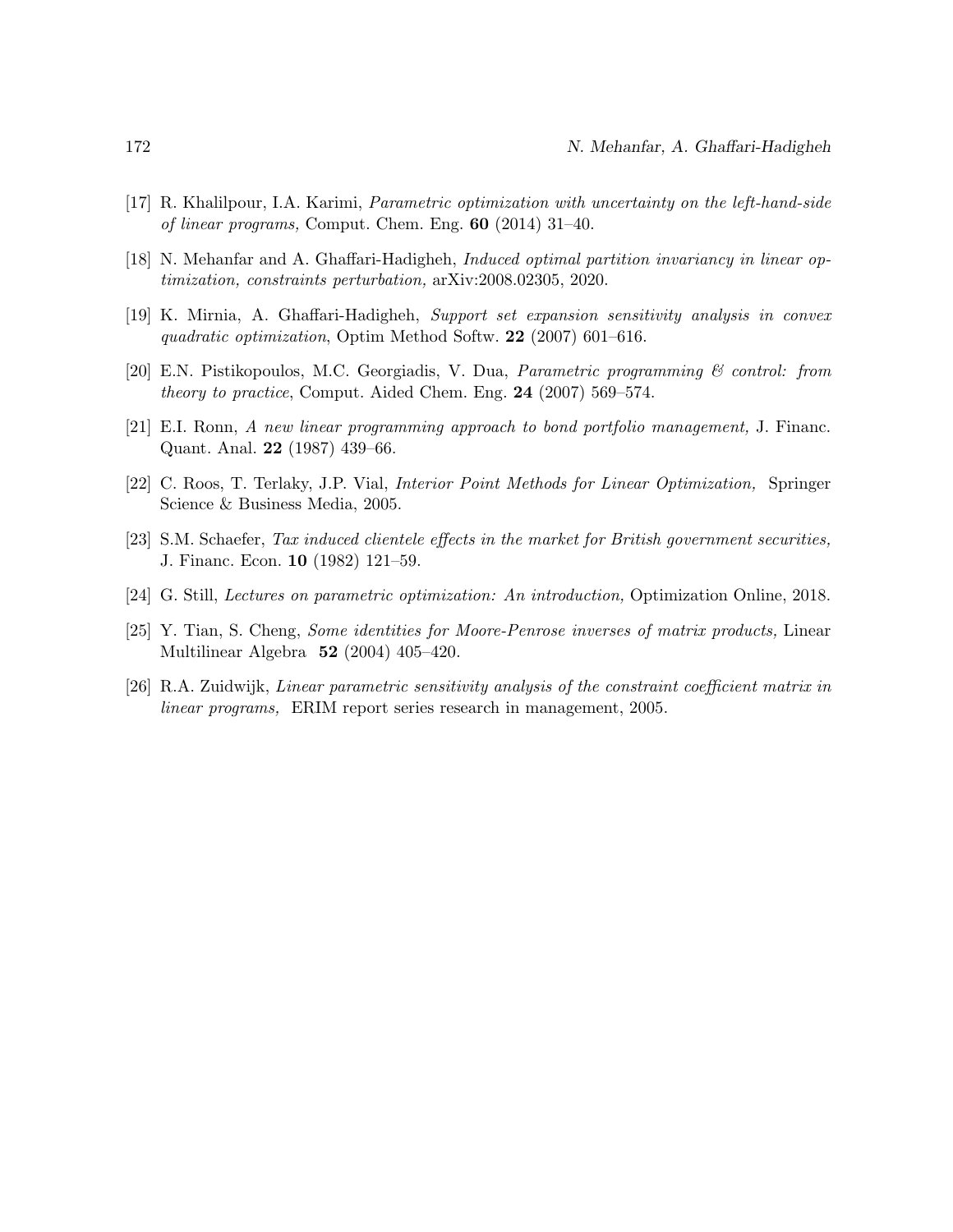[17] R. Khalilpour, I.A. Karimi, *Parametric optimization with uncertainty on the left-hand-side of linear programs,* Comput. Chem. Eng. **60** (2014) 31–40.

[18] N. Mehanfar and A. Ghaffari-Hadigheh, *Induced optimal partition invariancy in linear optimization, constraints perturbation,* arXiv:2008.02305, 2020.

[19] K. Mirnia, A. Ghaffari-Hadigheh, *Support set expansion sensitivity analysis in convex quadratic optimization*, Optim Method Softw. **22** (2007) 601–616.

[20] E.N. Pistikopoulos, M.C. Georgiadis, V. Dua, *Parametric programming & control: from theory to practice*, Comput. Aided Chem. Eng. **24** (2007) 569–574.

[21] E.I. Ronn, *A new linear programming approach to bond portfolio management,* J. Financ. Quant. Anal. **22** (1987) 439–66.

[22] C. Roos, T. Terlaky, J.P. Vial, *Interior Point Methods for Linear Optimization,* Springer Science & Business Media, 2005.

[23] S.M. Schaefer, *Tax induced clientele effects in the market for British government securities,* J. Financ. Econ. **10** (1982) 121–59.

[24] G. Still, *Lectures on parametric optimization: An introduction,* Optimization Online, 2018.

[25] Y. Tian, S. Cheng, *Some identities for Moore-Penrose inverses of matrix products,* Linear Multilinear Algebra **52** (2004) 405–420.

[26] R.A. Zuidwijk, *Linear parametric sensitivity analysis of the constraint coefficient matrix in linear programs,* ERIM report series research in management, 2005.